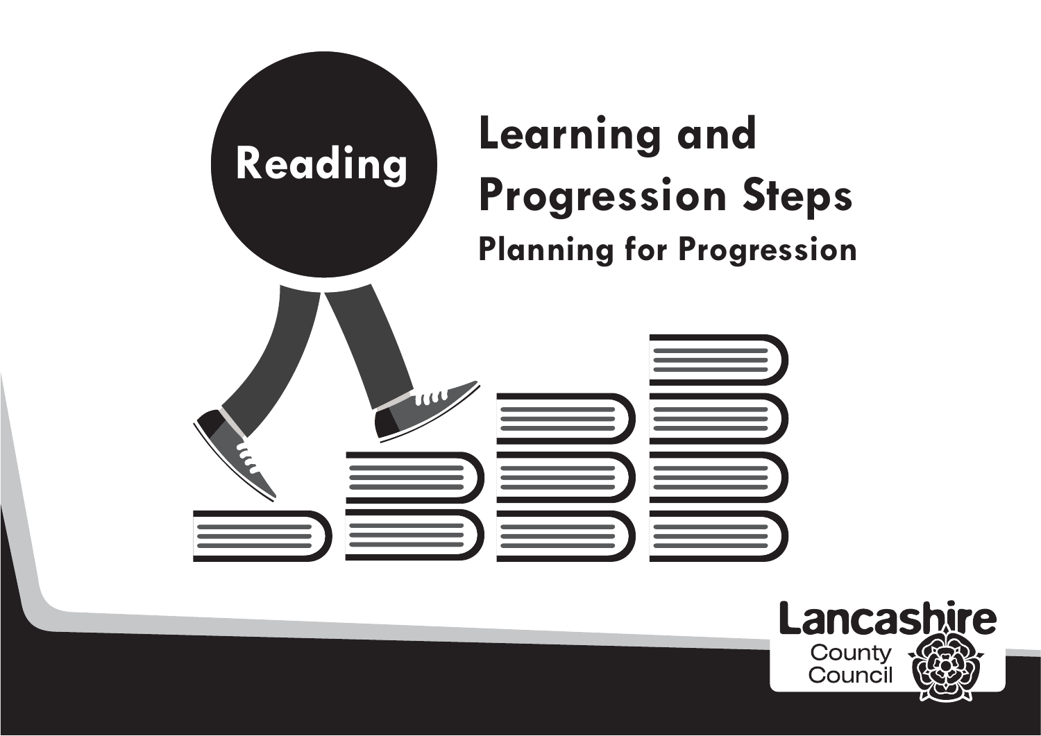# Reading

# Learning and Progression Steps

## Planning for Progression

Lancashire County Council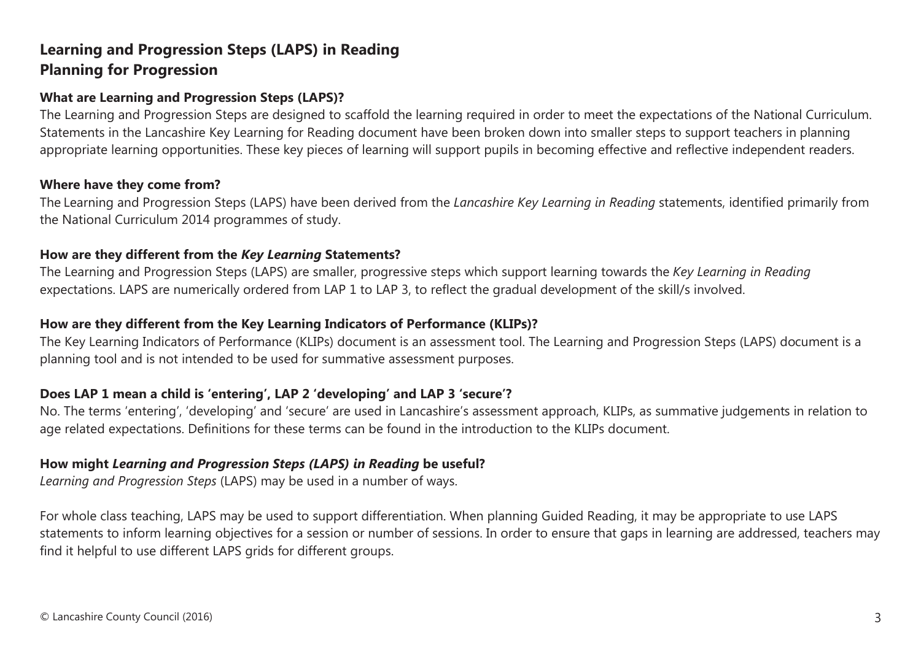# Learning and Progression Steps (LAPS) in Reading
# Planning for Progression

### What are Learning and Progression Steps (LAPS)?

The Learning and Progression Steps are designed to scaffold the learning required in order to meet the expectations of the National Curriculum. Statements in the Lancashire Key Learning for Reading document have been broken down into smaller steps to support teachers in planning appropriate learning opportunities. These key pieces of learning will support pupils in becoming effective and reflective independent readers.

### Where have they come from?

The Learning and Progression Steps (LAPS) have been derived from the *Lancashire Key Learning in Reading* statements, identified primarily from the National Curriculum 2014 programmes of study.

### How are they different from the *Key Learning* Statements?

The Learning and Progression Steps (LAPS) are smaller, progressive steps which support learning towards the *Key Learning in Reading* expectations. LAPS are numerically ordered from LAP 1 to LAP 3, to reflect the gradual development of the skill/s involved.

### How are they different from the Key Learning Indicators of Performance (KLIPs)?

The Key Learning Indicators of Performance (KLIPs) document is an assessment tool. The Learning and Progression Steps (LAPS) document is a planning tool and is not intended to be used for summative assessment purposes.

### Does LAP 1 mean a child is 'entering', LAP 2 'developing' and LAP 3 'secure'?

No. The terms 'entering', 'developing' and 'secure' are used in Lancashire's assessment approach, KLIPs, as summative judgements in relation to age related expectations. Definitions for these terms can be found in the introduction to the KLIPs document.

### How might *Learning and Progression Steps (LAPS) in Reading* be useful?

*Learning and Progression Steps* (LAPS) may be used in a number of ways.

For whole class teaching, LAPS may be used to support differentiation. When planning Guided Reading, it may be appropriate to use LAPS statements to inform learning objectives for a session or number of sessions. In order to ensure that gaps in learning are addressed, teachers may find it helpful to use different LAPS grids for different groups.

© Lancashire County Council (2016)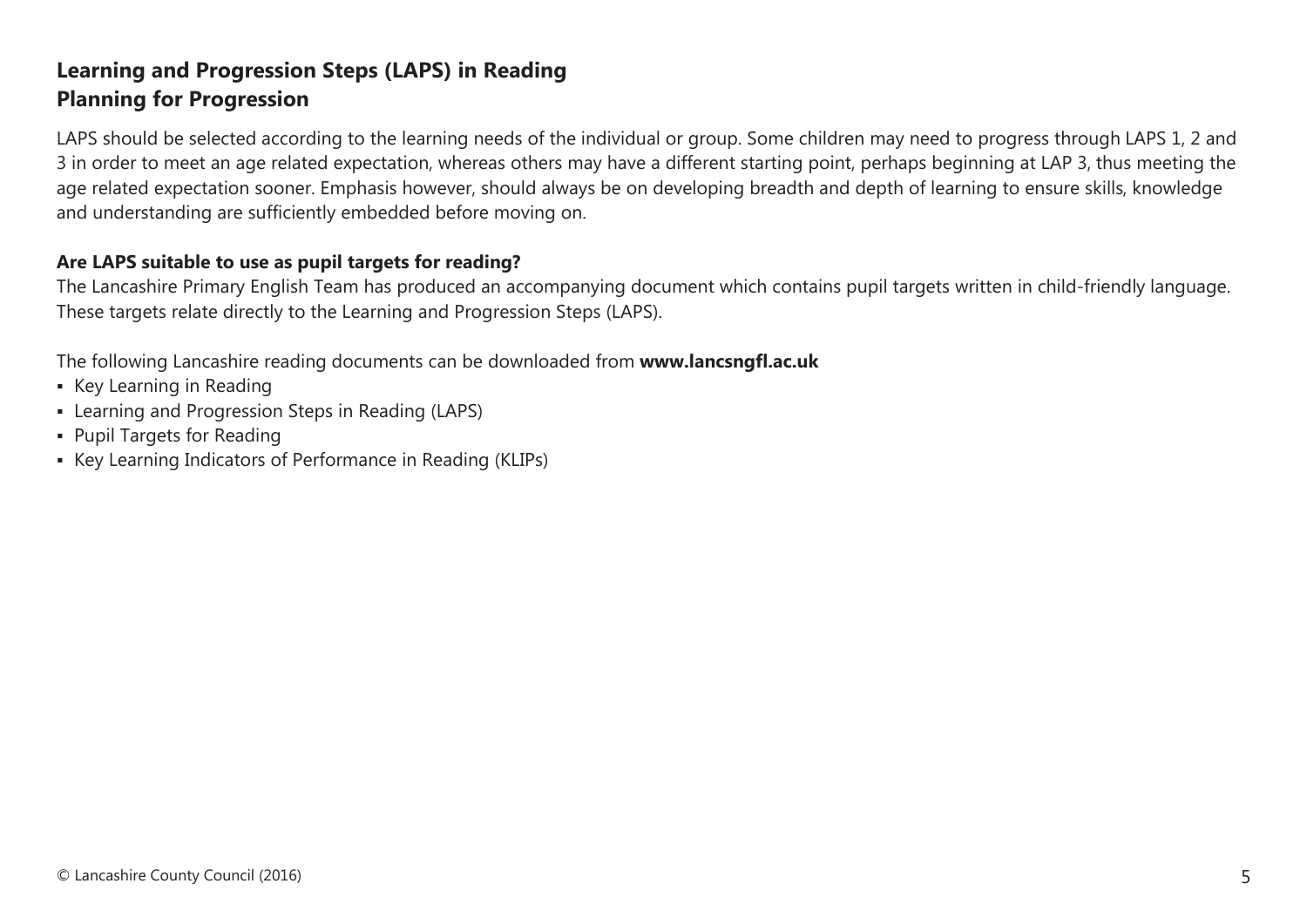## Learning and Progression Steps (LAPS) in Reading
## Planning for Progression

LAPS should be selected according to the learning needs of the individual or group. Some children may need to progress through LAPS 1, 2 and 3 in order to meet an age related expectation, whereas others may have a different starting point, perhaps beginning at LAP 3, thus meeting the age related expectation sooner. Emphasis however, should always be on developing breadth and depth of learning to ensure skills, knowledge and understanding are sufficiently embedded before moving on.

**Are LAPS suitable to use as pupil targets for reading?**

The Lancashire Primary English Team has produced an accompanying document which contains pupil targets written in child-friendly language. These targets relate directly to the Learning and Progression Steps (LAPS).

The following Lancashire reading documents can be downloaded from **www.lancsngfl.ac.uk**

- Key Learning in Reading
- Learning and Progression Steps in Reading (LAPS)
- Pupil Targets for Reading
- Key Learning Indicators of Performance in Reading (KLIPs)

© Lancashire County Council (2016)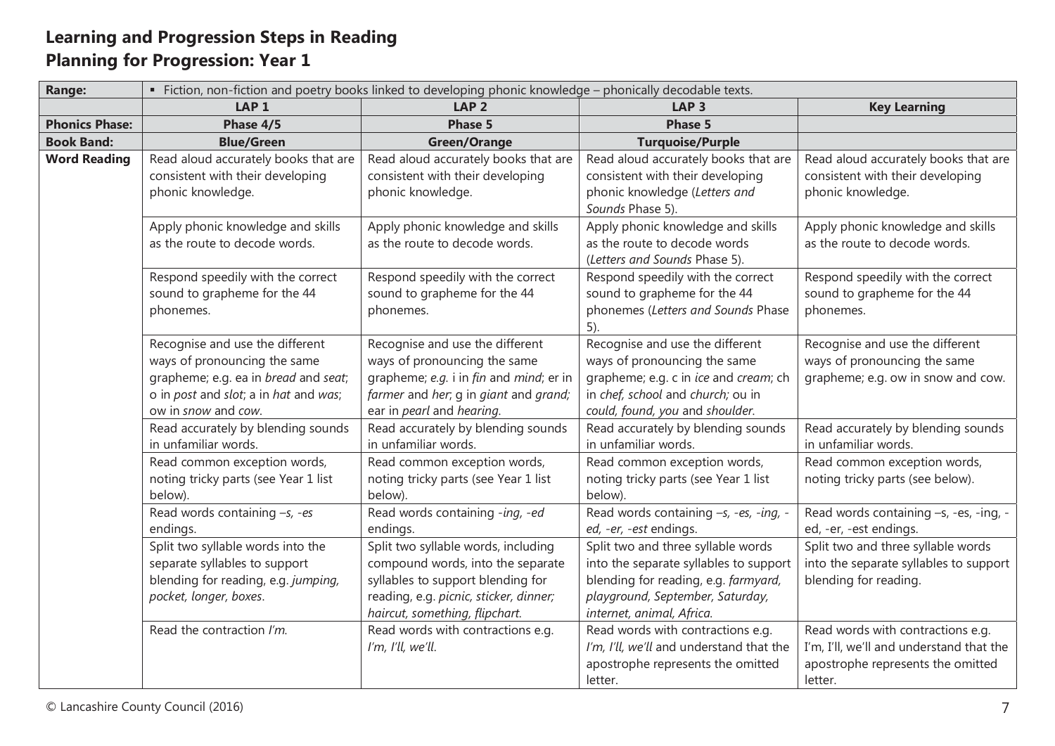## Learning and Progression Steps in Reading
## Planning for Progression: Year 1

| **Range:** | ▪ Fiction, non-fiction and poetry books linked to developing phonic knowledge – phonically decodable texts. | | | |
|---|---|---|---|---|
| | **LAP 1** | **LAP 2** | **LAP 3** | **Key Learning** |
| **Phonics Phase:** | **Phase 4/5** | **Phase 5** | **Phase 5** | |
| **Book Band:** | **Blue/Green** | **Green/Orange** | **Turquoise/Purple** | |
| **Word Reading** | Read aloud accurately books that are consistent with their developing phonic knowledge. | Read aloud accurately books that are consistent with their developing phonic knowledge. | Read aloud accurately books that are consistent with their developing phonic knowledge (*Letters and Sounds* Phase 5). | Read aloud accurately books that are consistent with their developing phonic knowledge. |
| | Apply phonic knowledge and skills as the route to decode words. | Apply phonic knowledge and skills as the route to decode words. | Apply phonic knowledge and skills as the route to decode words (*Letters and Sounds* Phase 5). | Apply phonic knowledge and skills as the route to decode words. |
| | Respond speedily with the correct sound to grapheme for the 44 phonemes. | Respond speedily with the correct sound to grapheme for the 44 phonemes. | Respond speedily with the correct sound to grapheme for the 44 phonemes (*Letters and Sounds* Phase 5). | Respond speedily with the correct sound to grapheme for the 44 phonemes. |
| | Recognise and use the different ways of pronouncing the same grapheme; e.g. ea in *bread* and *seat*; o in *post* and *slot*; a in *hat* and *was*; ow in *snow* and *cow*. | Recognise and use the different ways of pronouncing the same grapheme; *e.g.* i in *fin* and *mind*; er in *farmer* and *her*; g in *giant* and *grand;* ear in *pearl* and *hearing*. | Recognise and use the different ways of pronouncing the same grapheme; e.g. c in *ice* and *cream*; ch in *chef, school* and *church;* ou in *could, found, you* and *shoulder*. | Recognise and use the different ways of pronouncing the same grapheme; e.g. ow in snow and cow. |
| | Read accurately by blending sounds in unfamiliar words. | Read accurately by blending sounds in unfamiliar words. | Read accurately by blending sounds in unfamiliar words. | Read accurately by blending sounds in unfamiliar words. |
| | Read common exception words, noting tricky parts (see Year 1 list below). | Read common exception words, noting tricky parts (see Year 1 list below). | Read common exception words, noting tricky parts (see Year 1 list below). | Read common exception words, noting tricky parts (see below). |
| | Read words containing *–s, -es* endings. | Read words containing *-ing, -ed* endings. | Read words containing *–s, -es, -ing, -ed, -er, -est* endings. | Read words containing –s, -es, -ing, -ed, -er, -est endings. |
| | Split two syllable words into the separate syllables to support blending for reading, e.g. *jumping, pocket, longer, boxes*. | Split two syllable words, including compound words, into the separate syllables to support blending for reading, e.g. *picnic, sticker, dinner; haircut, something, flipchart.* | Split two and three syllable words into the separate syllables to support blending for reading, e.g. *farmyard, playground, September, Saturday, internet, animal, Africa.* | Split two and three syllable words into the separate syllables to support blending for reading. |
| | Read the contraction *I'm.* | Read words with contractions e.g. *I'm, I'll, we'll.* | Read words with contractions e.g. *I'm, I'll, we'll* and understand that the apostrophe represents the omitted letter. | Read words with contractions e.g. I'm, I'll, we'll and understand that the apostrophe represents the omitted letter. |

© Lancashire County Council (2016)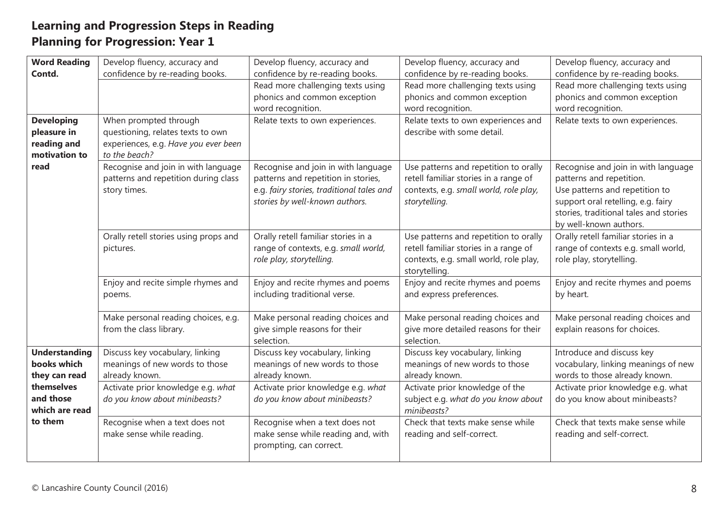## Learning and Progression Steps in Reading
## Planning for Progression: Year 1

| | | | | |
|---|---|---|---|---|
| **Word Reading Contd.** | Develop fluency, accuracy and confidence by re-reading books. | Develop fluency, accuracy and confidence by re-reading books. | Develop fluency, accuracy and confidence by re-reading books. | Develop fluency, accuracy and confidence by re-reading books. |
| | | Read more challenging texts using phonics and common exception word recognition. | Read more challenging texts using phonics and common exception word recognition. | Read more challenging texts using phonics and common exception word recognition. |
| **Developing pleasure in reading and motivation to read** | When prompted through questioning, relates texts to own experiences, e.g. *Have you ever been to the beach?* | Relate texts to own experiences. | Relate texts to own experiences and describe with some detail. | Relate texts to own experiences. |
| | Recognise and join in with language patterns and repetition during class story times. | Recognise and join in with language patterns and repetition in stories, e.g. *fairy stories, traditional tales and stories by well-known authors.* | Use patterns and repetition to orally retell familiar stories in a range of contexts, e.g. *small world, role play, storytelling.* | Recognise and join in with language patterns and repetition. Use patterns and repetition to support oral retelling, e.g. fairy stories, traditional tales and stories by well-known authors. |
| | Orally retell stories using props and pictures. | Orally retell familiar stories in a range of contexts, e.g. *small world, role play, storytelling.* | Use patterns and repetition to orally retell familiar stories in a range of contexts, e.g. small world, role play, storytelling. | Orally retell familiar stories in a range of contexts e.g. small world, role play, storytelling. |
| | Enjoy and recite simple rhymes and poems. | Enjoy and recite rhymes and poems including traditional verse. | Enjoy and recite rhymes and poems and express preferences. | Enjoy and recite rhymes and poems by heart. |
| | Make personal reading choices, e.g. from the class library. | Make personal reading choices and give simple reasons for their selection. | Make personal reading choices and give more detailed reasons for their selection. | Make personal reading choices and explain reasons for choices. |
| **Understanding books which they can read themselves and those which are read to them** | Discuss key vocabulary, linking meanings of new words to those already known. | Discuss key vocabulary, linking meanings of new words to those already known. | Discuss key vocabulary, linking meanings of new words to those already known. | Introduce and discuss key vocabulary, linking meanings of new words to those already known. |
| | Activate prior knowledge e.g. *what do you know about minibeasts?* | Activate prior knowledge e.g. *what do you know about minibeasts?* | Activate prior knowledge of the subject e.g. *what do you know about minibeasts?* | Activate prior knowledge e.g. what do you know about minibeasts? |
| | Recognise when a text does not make sense while reading. | Recognise when a text does not make sense while reading and, with prompting, can correct. | Check that texts make sense while reading and self-correct. | Check that texts make sense while reading and self-correct. |

© Lancashire County Council (2016)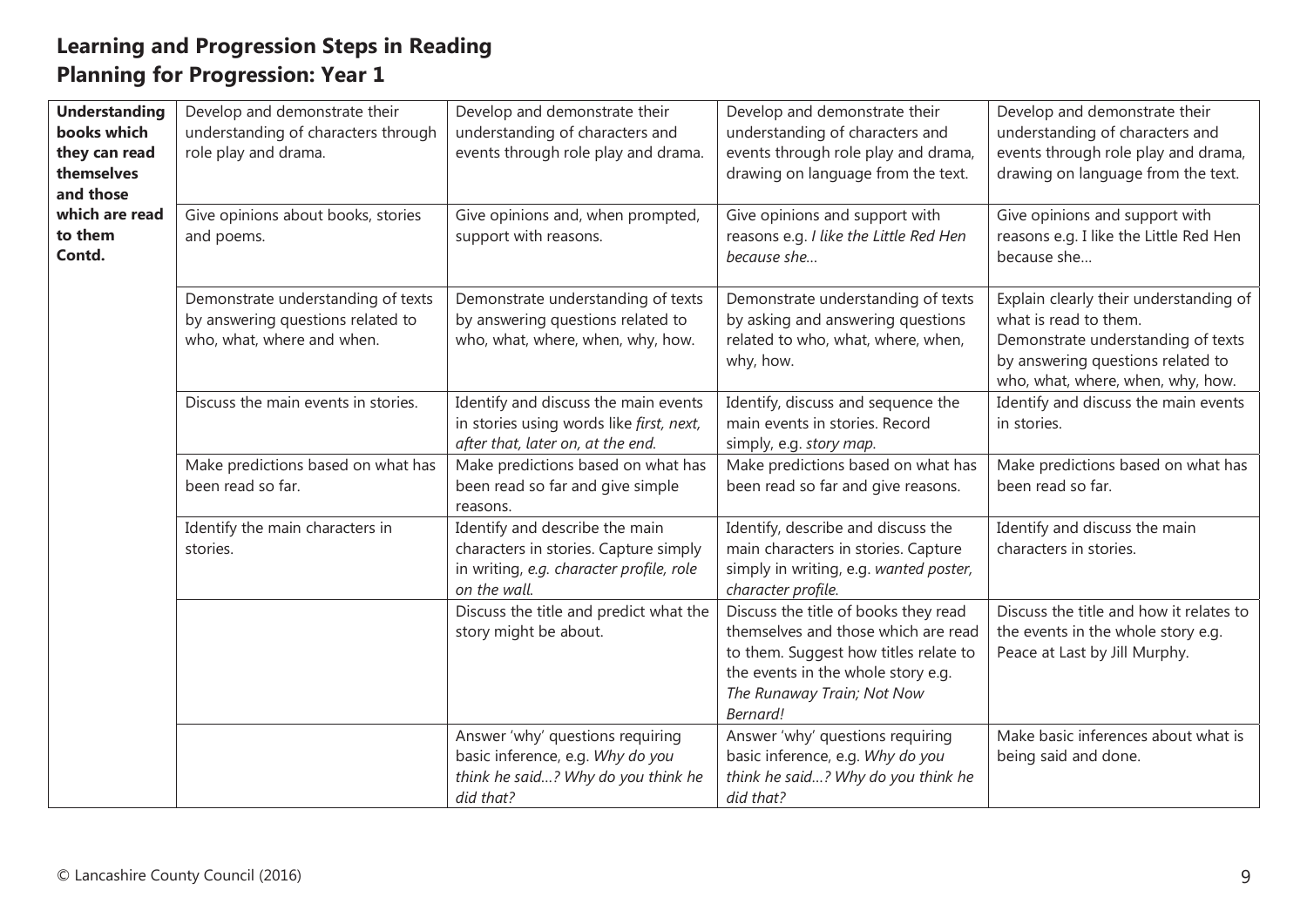## Learning and Progression Steps in Reading
## Planning for Progression: Year 1

| | | | | |
|---|---|---|---|---|
| **Understanding books which they can read themselves and those which are read to them Contd.** | Develop and demonstrate their understanding of characters through role play and drama. | Develop and demonstrate their understanding of characters and events through role play and drama. | Develop and demonstrate their understanding of characters and events through role play and drama, drawing on language from the text. | Develop and demonstrate their understanding of characters and events through role play and drama, drawing on language from the text. |
| | Give opinions about books, stories and poems. | Give opinions and, when prompted, support with reasons. | Give opinions and support with reasons e.g. *I like the Little Red Hen because she…* | Give opinions and support with reasons e.g. I like the Little Red Hen because she… |
| | Demonstrate understanding of texts by answering questions related to who, what, where and when. | Demonstrate understanding of texts by answering questions related to who, what, where, when, why, how. | Demonstrate understanding of texts by asking and answering questions related to who, what, where, when, why, how. | Explain clearly their understanding of what is read to them. Demonstrate understanding of texts by answering questions related to who, what, where, when, why, how. |
| | Discuss the main events in stories. | Identify and discuss the main events in stories using words like *first, next, after that, later on, at the end.* | Identify, discuss and sequence the main events in stories. Record simply, e.g. *story map.* | Identify and discuss the main events in stories. |
| | Make predictions based on what has been read so far. | Make predictions based on what has been read so far and give simple reasons. | Make predictions based on what has been read so far and give reasons. | Make predictions based on what has been read so far. |
| | Identify the main characters in stories. | Identify and describe the main characters in stories. Capture simply in writing, *e.g. character profile, role on the wall.* | Identify, describe and discuss the main characters in stories. Capture simply in writing, e.g. *wanted poster, character profile.* | Identify and discuss the main characters in stories. |
| | | Discuss the title and predict what the story might be about. | Discuss the title of books they read themselves and those which are read to them. Suggest how titles relate to the events in the whole story e.g. *The Runaway Train; Not Now Bernard!* | Discuss the title and how it relates to the events in the whole story e.g. Peace at Last by Jill Murphy. |
| | | Answer 'why' questions requiring basic inference, e.g. *Why do you think he said…? Why do you think he did that?* | Answer 'why' questions requiring basic inference, e.g. *Why do you think he said…? Why do you think he did that?* | Make basic inferences about what is being said and done. |

© Lancashire County Council (2016)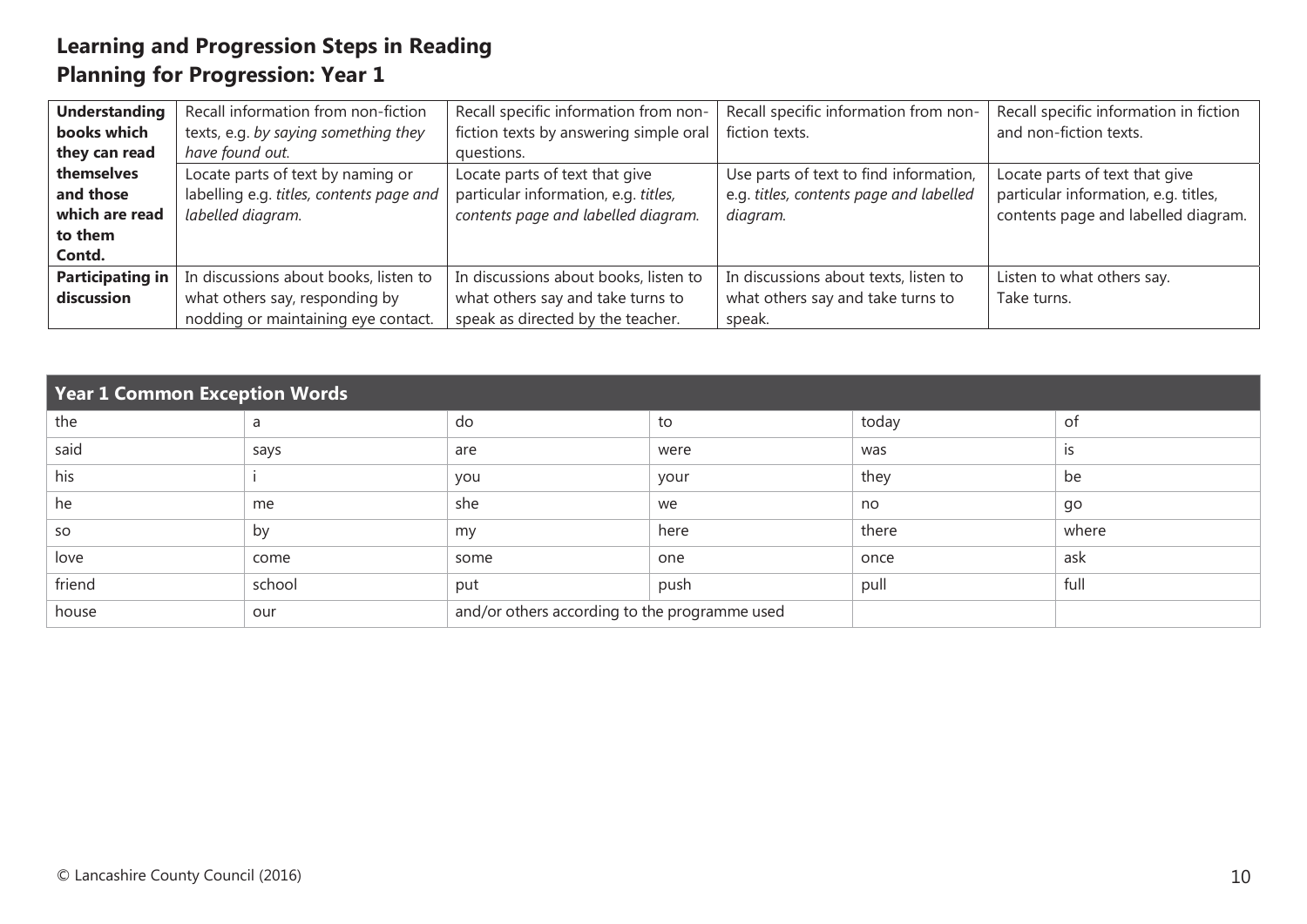## Learning and Progression Steps in Reading
## Planning for Progression: Year 1

| | | | | |
|---|---|---|---|---|
| **Understanding books which they can read themselves and those which are read to them Contd.** | Recall information from non-fiction texts, e.g. *by saying something they have found out.* | Recall specific information from non-fiction texts by answering simple oral questions. | Recall specific information from non-fiction texts. | Recall specific information in fiction and non-fiction texts. |
| | Locate parts of text by naming or labelling e.g. *titles, contents page and labelled diagram.* | Locate parts of text that give particular information, e.g. *titles, contents page and labelled diagram.* | Use parts of text to find information, e.g. *titles, contents page and labelled diagram.* | Locate parts of text that give particular information, e.g. titles, contents page and labelled diagram. |
| **Participating in discussion** | In discussions about books, listen to what others say, responding by nodding or maintaining eye contact. | In discussions about books, listen to what others say and take turns to speak as directed by the teacher. | In discussions about texts, listen to what others say and take turns to speak. | Listen to what others say. Take turns. |

| Year 1 Common Exception Words | | | | | |
|---|---|---|---|---|---|
| the | a | do | to | today | of |
| said | says | are | were | was | is |
| his | i | you | your | they | be |
| he | me | she | we | no | go |
| so | by | my | here | there | where |
| love | come | some | one | once | ask |
| friend | school | put | push | pull | full |
| house | our | and/or others according to the programme used | | | |

© Lancashire County Council (2016)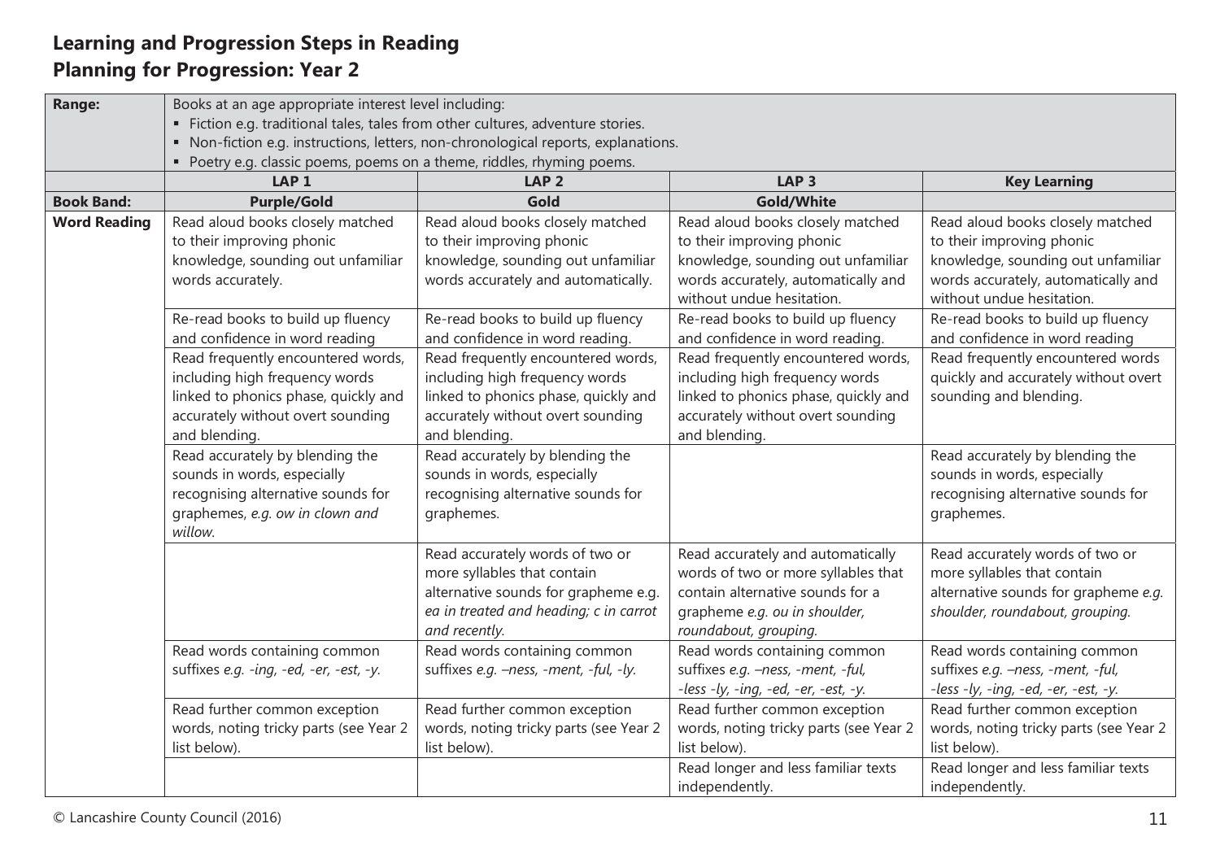## Learning and Progression Steps in Reading
## Planning for Progression: Year 2

| **Range:** | Books at an age appropriate interest level including:<br>▪ Fiction e.g. traditional tales, tales from other cultures, adventure stories.<br>▪ Non-fiction e.g. instructions, letters, non-chronological reports, explanations.<br>▪ Poetry e.g. classic poems, poems on a theme, riddles, rhyming poems. | | | |
|---|---|---|---|---|
| | **LAP 1** | **LAP 2** | **LAP 3** | **Key Learning** |
| **Book Band:** | **Purple/Gold** | **Gold** | **Gold/White** | |
| **Word Reading** | Read aloud books closely matched to their improving phonic knowledge, sounding out unfamiliar words accurately. | Read aloud books closely matched to their improving phonic knowledge, sounding out unfamiliar words accurately and automatically. | Read aloud books closely matched to their improving phonic knowledge, sounding out unfamiliar words accurately, automatically and without undue hesitation. | Read aloud books closely matched to their improving phonic knowledge, sounding out unfamiliar words accurately, automatically and without undue hesitation. |
| | Re-read books to build up fluency and confidence in word reading | Re-read books to build up fluency and confidence in word reading. | Re-read books to build up fluency and confidence in word reading. | Re-read books to build up fluency and confidence in word reading |
| | Read frequently encountered words, including high frequency words linked to phonics phase, quickly and accurately without overt sounding and blending. | Read frequently encountered words, including high frequency words linked to phonics phase, quickly and accurately without overt sounding and blending. | Read frequently encountered words, including high frequency words linked to phonics phase, quickly and accurately without overt sounding and blending. | Read frequently encountered words quickly and accurately without overt sounding and blending. |
| | Read accurately by blending the sounds in words, especially recognising alternative sounds for graphemes, *e.g. ow in clown and willow.* | Read accurately by blending the sounds in words, especially recognising alternative sounds for graphemes. | | Read accurately by blending the sounds in words, especially recognising alternative sounds for graphemes. |
| | | Read accurately words of two or more syllables that contain alternative sounds for grapheme e.g. *ea in treated and heading; c in carrot and recently.* | Read accurately and automatically words of two or more syllables that contain alternative sounds for a grapheme *e.g. ou in shoulder, roundabout, grouping.* | Read accurately words of two or more syllables that contain alternative sounds for grapheme *e.g. shoulder, roundabout, grouping.* |
| | Read words containing common suffixes *e.g. -ing, -ed, -er, -est, -y.* | Read words containing common suffixes *e.g. –ness, -ment, -ful, -ly.* | Read words containing common suffixes *e.g. –ness, -ment, -ful, -less -ly, -ing, -ed, -er, -est, -y.* | Read words containing common suffixes *e.g. –ness, -ment, -ful, -less -ly, -ing, -ed, -er, -est, -y.* |
| | Read further common exception words, noting tricky parts (see Year 2 list below). | Read further common exception words, noting tricky parts (see Year 2 list below). | Read further common exception words, noting tricky parts (see Year 2 list below). | Read further common exception words, noting tricky parts (see Year 2 list below). |
| | | | Read longer and less familiar texts independently. | Read longer and less familiar texts independently. |

© Lancashire County Council (2016)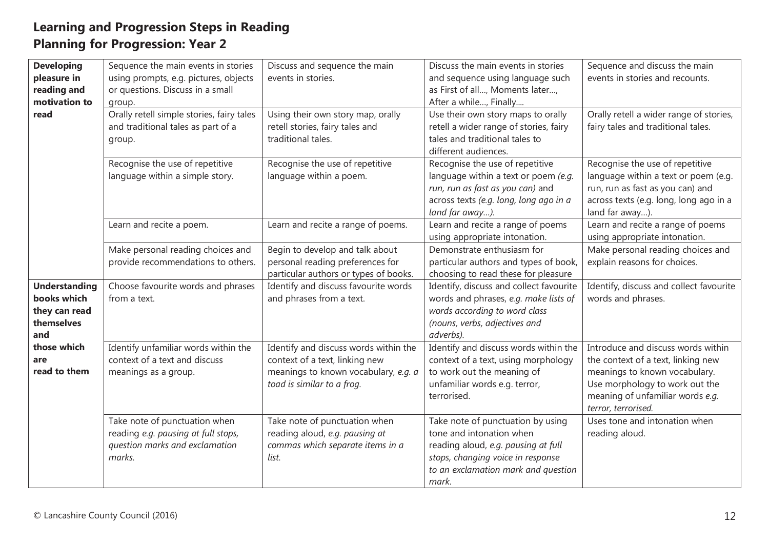## Learning and Progression Steps in Reading
## Planning for Progression: Year 2

| | | | | |
|---|---|---|---|---|
| **Developing pleasure in reading and motivation to read** | Sequence the main events in stories using prompts, e.g. pictures, objects or questions. Discuss in a small group. | Discuss and sequence the main events in stories. | Discuss the main events in stories and sequence using language such as First of all…, Moments later…, After a while…, Finally…. | Sequence and discuss the main events in stories and recounts. |
| | Orally retell simple stories, fairy tales and traditional tales as part of a group. | Using their own story map, orally retell stories, fairy tales and traditional tales. | Use their own story maps to orally retell a wider range of stories, fairy tales and traditional tales to different audiences. | Orally retell a wider range of stories, fairy tales and traditional tales. |
| | Recognise the use of repetitive language within a simple story. | Recognise the use of repetitive language within a poem. | Recognise the use of repetitive language within a text or poem *(e.g. run, run as fast as you can)* and across texts *(e.g. long, long ago in a land far away…)*. | Recognise the use of repetitive language within a text or poem (e.g. run, run as fast as you can) and across texts (e.g. long, long ago in a land far away…). |
| | Learn and recite a poem. | Learn and recite a range of poems. | Learn and recite a range of poems using appropriate intonation. | Learn and recite a range of poems using appropriate intonation. |
| | Make personal reading choices and provide recommendations to others. | Begin to develop and talk about personal reading preferences for particular authors or types of books. | Demonstrate enthusiasm for particular authors and types of book, choosing to read these for pleasure | Make personal reading choices and explain reasons for choices. |
| **Understanding books which they can read themselves and those which are read to them** | Choose favourite words and phrases from a text. | Identify and discuss favourite words and phrases from a text. | Identify, discuss and collect favourite words and phrases, *e.g. make lists of words according to word class (nouns, verbs, adjectives and adverbs).* | Identify, discuss and collect favourite words and phrases. |
| | Identify unfamiliar words within the context of a text and discuss meanings as a group. | Identify and discuss words within the context of a text, linking new meanings to known vocabulary, *e.g. a toad is similar to a frog.* | Identify and discuss words within the context of a text, using morphology to work out the meaning of unfamiliar words e.g. terror, terrorised. | Introduce and discuss words within the context of a text, linking new meanings to known vocabulary. Use morphology to work out the meaning of unfamiliar words *e.g. terror, terrorised.* |
| | Take note of punctuation when reading *e.g. pausing at full stops, question marks and exclamation marks.* | Take note of punctuation when reading aloud, *e.g. pausing at commas which separate items in a list.* | Take note of punctuation by using tone and intonation when reading aloud, *e.g. pausing at full stops, changing voice in response to an exclamation mark and question mark.* | Uses tone and intonation when reading aloud. |

© Lancashire County Council (2016)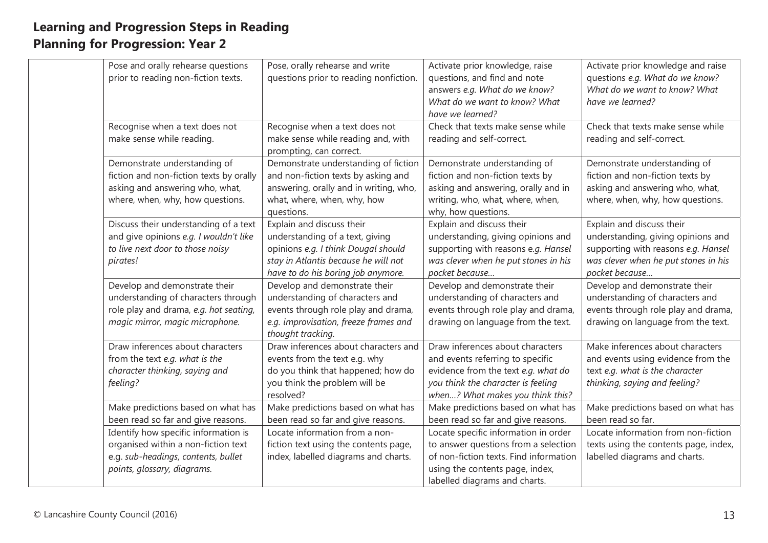## Learning and Progression Steps in Reading
## Planning for Progression: Year 2

| | | | | |
|---|---|---|---|---|
| | Pose and orally rehearse questions prior to reading non-fiction texts. | Pose, orally rehearse and write questions prior to reading nonfiction. | Activate prior knowledge, raise questions, and find and note answers *e.g. What do we know? What do we want to know? What have we learned?* | Activate prior knowledge and raise questions *e.g. What do we know? What do we want to know? What have we learned?* |
| | Recognise when a text does not make sense while reading. | Recognise when a text does not make sense while reading and, with prompting, can correct. | Check that texts make sense while reading and self-correct. | Check that texts make sense while reading and self-correct. |
| | Demonstrate understanding of fiction and non-fiction texts by orally asking and answering who, what, where, when, why, how questions. | Demonstrate understanding of fiction and non-fiction texts by asking and answering, orally and in writing, who, what, where, when, why, how questions. | Demonstrate understanding of fiction and non-fiction texts by asking and answering, orally and in writing, who, what, where, when, why, how questions. | Demonstrate understanding of fiction and non-fiction texts by asking and answering who, what, where, when, why, how questions. |
| | Discuss their understanding of a text and give opinions *e.g. I wouldn't like to live next door to those noisy pirates!* | Explain and discuss their understanding of a text, giving opinions *e.g. I think Dougal should stay in Atlantis because he will not have to do his boring job anymore.* | Explain and discuss their understanding, giving opinions and supporting with reasons *e.g. Hansel was clever when he put stones in his pocket because…* | Explain and discuss their understanding, giving opinions and supporting with reasons *e.g. Hansel was clever when he put stones in his pocket because…* |
| | Develop and demonstrate their understanding of characters through role play and drama, *e.g. hot seating, magic mirror, magic microphone.* | Develop and demonstrate their understanding of characters and events through role play and drama, *e.g. improvisation, freeze frames and thought tracking.* | Develop and demonstrate their understanding of characters and events through role play and drama, drawing on language from the text. | Develop and demonstrate their understanding of characters and events through role play and drama, drawing on language from the text. |
| | Draw inferences about characters from the text *e.g. what is the character thinking, saying and feeling?* | Draw inferences about characters and events from the text e.g. why do you think that happened; how do you think the problem will be resolved? | Draw inferences about characters and events referring to specific evidence from the text *e.g. what do you think the character is feeling when…? What makes you think this?* | Make inferences about characters and events using evidence from the text *e.g. what is the character thinking, saying and feeling?* |
| | Make predictions based on what has been read so far and give reasons. | Make predictions based on what has been read so far and give reasons. | Make predictions based on what has been read so far and give reasons. | Make predictions based on what has been read so far. |
| | Identify how specific information is organised within a non-fiction text e.g. *sub-headings, contents, bullet points, glossary, diagrams.* | Locate information from a non-fiction text using the contents page, index, labelled diagrams and charts. | Locate specific information in order to answer questions from a selection of non-fiction texts. Find information using the contents page, index, labelled diagrams and charts. | Locate information from non-fiction texts using the contents page, index, labelled diagrams and charts. |

© Lancashire County Council (2016)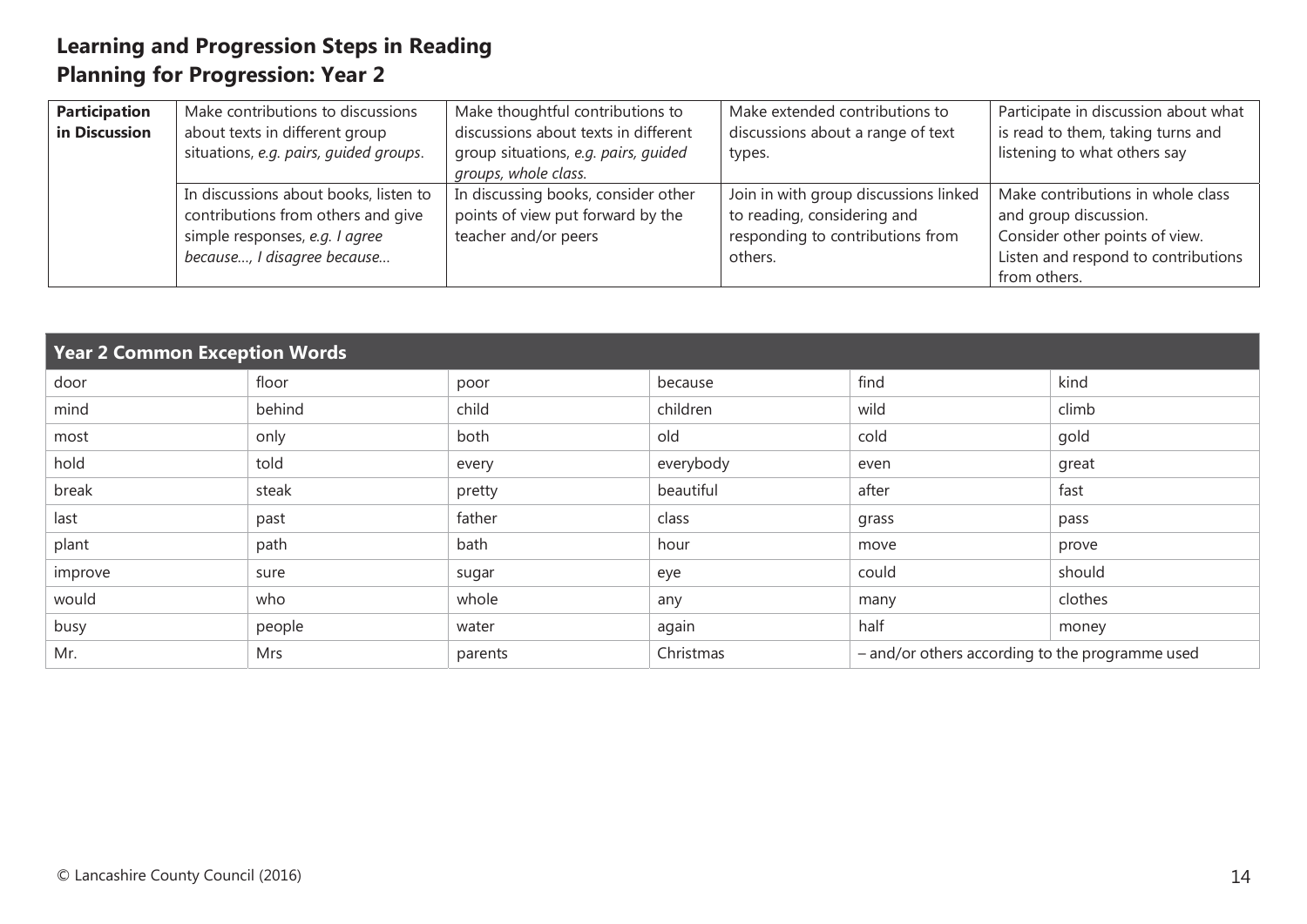# Learning and Progression Steps in Reading

## Planning for Progression: Year 2

| | | | | |
|---|---|---|---|---|
| **Participation in Discussion** | Make contributions to discussions about texts in different group situations, *e.g. pairs, guided groups.* | Make thoughtful contributions to discussions about texts in different group situations, *e.g. pairs, guided groups, whole class.* | Make extended contributions to discussions about a range of text types. | Participate in discussion about what is read to them, taking turns and listening to what others say |
| | In discussions about books, listen to contributions from others and give simple responses, *e.g. I agree because…, I disagree because…* | In discussing books, consider other points of view put forward by the teacher and/or peers | Join in with group discussions linked to reading, considering and responding to contributions from others. | Make contributions in whole class and group discussion.<br>Consider other points of view.<br>Listen and respond to contributions from others. |

| **Year 2 Common Exception Words** | | | | | |
|---|---|---|---|---|---|
| door | floor | poor | because | find | kind |
| mind | behind | child | children | wild | climb |
| most | only | both | old | cold | gold |
| hold | told | every | everybody | even | great |
| break | steak | pretty | beautiful | after | fast |
| last | past | father | class | grass | pass |
| plant | path | bath | hour | move | prove |
| improve | sure | sugar | eye | could | should |
| would | who | whole | any | many | clothes |
| busy | people | water | again | half | money |
| Mr. | Mrs | parents | Christmas | – and/or others according to the programme used | |

© Lancashire County Council (2016)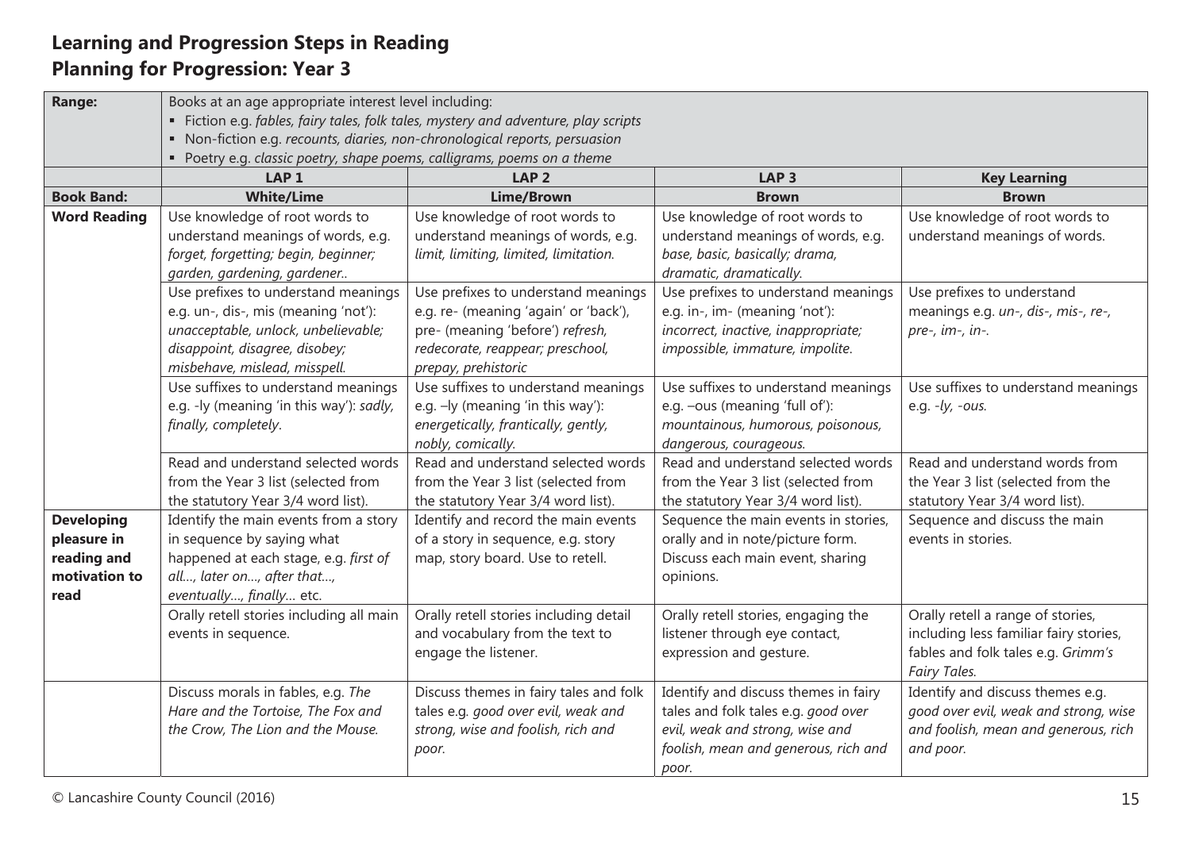# Learning and Progression Steps in Reading

## Planning for Progression: Year 3

| **Range:** | Books at an age appropriate interest level including:<br>▪ Fiction e.g. *fables, fairy tales, folk tales, mystery and adventure, play scripts*<br>▪ Non-fiction e.g. *recounts, diaries, non-chronological reports, persuasion*<br>▪ Poetry e.g. *classic poetry, shape poems, calligrams, poems on a theme* | | | |
|---|---|---|---|---|
| | **LAP 1** | **LAP 2** | **LAP 3** | **Key Learning** |
| **Book Band:** | **White/Lime** | **Lime/Brown** | **Brown** | **Brown** |
| **Word Reading** | Use knowledge of root words to understand meanings of words, e.g. *forget, forgetting; begin, beginner; garden, gardening, gardener..* | Use knowledge of root words to understand meanings of words, e.g. *limit, limiting, limited, limitation.* | Use knowledge of root words to understand meanings of words, e.g. *base, basic, basically; drama, dramatic, dramatically.* | Use knowledge of root words to understand meanings of words. |
| | Use prefixes to understand meanings e.g. un-, dis-, mis (meaning 'not'): *unacceptable, unlock, unbelievable; disappoint, disagree, disobey; misbehave, mislead, misspell.* | Use prefixes to understand meanings e.g. re- (meaning 'again' or 'back'), pre- (meaning 'before') *refresh, redecorate, reappear; preschool, prepay, prehistoric* | Use prefixes to understand meanings e.g. in-, im- (meaning 'not'): *incorrect, inactive, inappropriate; impossible, immature, impolite.* | Use prefixes to understand meanings e.g. *un-, dis-, mis-, re-, pre-, im-, in-.* |
| | Use suffixes to understand meanings e.g. -ly (meaning 'in this way'): *sadly, finally, completely*. | Use suffixes to understand meanings e.g. –ly (meaning 'in this way'): *energetically, frantically, gently, nobly, comically.* | Use suffixes to understand meanings e.g. –ous (meaning 'full of'): *mountainous, humorous, poisonous, dangerous, courageous.* | Use suffixes to understand meanings e.g. *-ly, -ous.* |
| | Read and understand selected words from the Year 3 list (selected from the statutory Year 3/4 word list). | Read and understand selected words from the Year 3 list (selected from the statutory Year 3/4 word list). | Read and understand selected words from the Year 3 list (selected from the statutory Year 3/4 word list). | Read and understand words from the Year 3 list (selected from the statutory Year 3/4 word list). |
| **Developing pleasure in reading and motivation to read** | Identify the main events from a story in sequence by saying what happened at each stage, e.g. *first of all…, later on…, after that…, eventually…, finally…* etc. | Identify and record the main events of a story in sequence, e.g. story map, story board. Use to retell. | Sequence the main events in stories, orally and in note/picture form. Discuss each main event, sharing opinions. | Sequence and discuss the main events in stories. |
| | Orally retell stories including all main events in sequence. | Orally retell stories including detail and vocabulary from the text to engage the listener. | Orally retell stories, engaging the listener through eye contact, expression and gesture. | Orally retell a range of stories, including less familiar fairy stories, fables and folk tales e.g. *Grimm's Fairy Tales.* |
| | Discuss morals in fables, e.g. *The Hare and the Tortoise, The Fox and the Crow, The Lion and the Mouse.* | Discuss themes in fairy tales and folk tales e.g. *good over evil, weak and strong, wise and foolish, rich and poor.* | Identify and discuss themes in fairy tales and folk tales e.g. *good over evil, weak and strong, wise and foolish, mean and generous, rich and poor.* | Identify and discuss themes e.g. *good over evil, weak and strong, wise and foolish, mean and generous, rich and poor.* |

© Lancashire County Council (2016)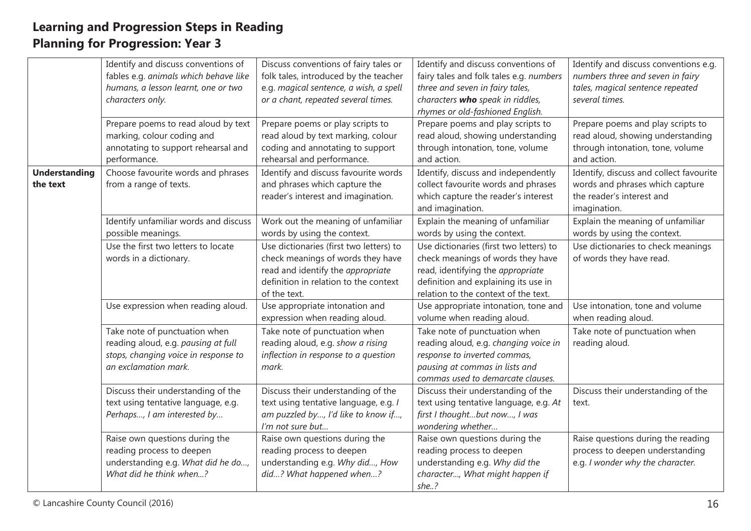## Learning and Progression Steps in Reading
## Planning for Progression: Year 3

| | | | | |
|---|---|---|---|---|
| | Identify and discuss conventions of fables e.g. *animals which behave like humans, a lesson learnt, one or two characters only.* | Discuss conventions of fairy tales or folk tales, introduced by the teacher e.g. *magical sentence, a wish, a spell or a chant, repeated several times.* | Identify and discuss conventions of fairy tales and folk tales e.g. *numbers three and seven in fairy tales, characters **who** speak in riddles, rhymes or old-fashioned English.* | Identify and discuss conventions e.g. *numbers three and seven in fairy tales, magical sentence repeated several times.* |
| | Prepare poems to read aloud by text marking, colour coding and annotating to support rehearsal and performance. | Prepare poems or play scripts to read aloud by text marking, colour coding and annotating to support rehearsal and performance. | Prepare poems and play scripts to read aloud, showing understanding through intonation, tone, volume and action. | Prepare poems and play scripts to read aloud, showing understanding through intonation, tone, volume and action. |
| **Understanding the text** | Choose favourite words and phrases from a range of texts. | Identify and discuss favourite words and phrases which capture the reader's interest and imagination. | Identify, discuss and independently collect favourite words and phrases which capture the reader's interest and imagination. | Identify, discuss and collect favourite words and phrases which capture the reader's interest and imagination. |
| | Identify unfamiliar words and discuss possible meanings. | Work out the meaning of unfamiliar words by using the context. | Explain the meaning of unfamiliar words by using the context. | Explain the meaning of unfamiliar words by using the context. |
| | Use the first two letters to locate words in a dictionary. | Use dictionaries (first two letters) to check meanings of words they have read and identify the *appropriate* definition in relation to the context of the text. | Use dictionaries (first two letters) to check meanings of words they have read, identifying the *appropriate* definition and explaining its use in relation to the context of the text. | Use dictionaries to check meanings of words they have read. |
| | Use expression when reading aloud. | Use appropriate intonation and expression when reading aloud. | Use appropriate intonation, tone and volume when reading aloud. | Use intonation, tone and volume when reading aloud. |
| | Take note of punctuation when reading aloud, e.g. *pausing at full stops, changing voice in response to an exclamation mark.* | Take note of punctuation when reading aloud, e.g. *show a rising inflection in response to a question mark.* | Take note of punctuation when reading aloud, e.g. *changing voice in response to inverted commas, pausing at commas in lists and commas used to demarcate clauses.* | Take note of punctuation when reading aloud. |
| | Discuss their understanding of the text using tentative language, e.g. *Perhaps…, I am interested by…* | Discuss their understanding of the text using tentative language, e.g. *I am puzzled by…, I'd like to know if…, I'm not sure but…* | Discuss their understanding of the text using tentative language, e.g. *At first I thought…but now…, I was wondering whether…* | Discuss their understanding of the text. |
| | Raise own questions during the reading process to deepen understanding e.g. *What did he do…, What did he think when...?* | Raise own questions during the reading process to deepen understanding e.g. *Why did…, How did…? What happened when…?* | Raise own questions during the reading process to deepen understanding e.g. *Why did the character…, What might happen if she..?* | Raise questions during the reading process to deepen understanding e.g. *I wonder why the character.* |

© Lancashire County Council (2016)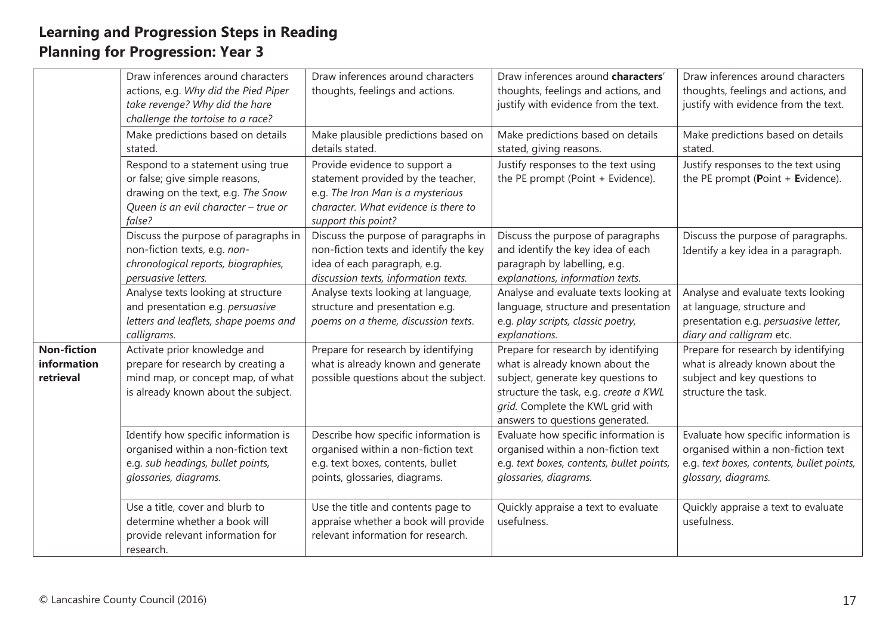# Learning and Progression Steps in Reading

## Planning for Progression: Year 3

| | | | | |
|---|---|---|---|---|
| | Draw inferences around characters actions, e.g. *Why did the Pied Piper take revenge? Why did the hare challenge the tortoise to a race?* | Draw inferences around characters thoughts, feelings and actions. | Draw inferences around **characters**' thoughts, feelings and actions, and justify with evidence from the text. | Draw inferences around characters thoughts, feelings and actions, and justify with evidence from the text. |
| | Make predictions based on details stated. | Make plausible predictions based on details stated. | Make predictions based on details stated, giving reasons. | Make predictions based on details stated. |
| | Respond to a statement using true or false; give simple reasons, drawing on the text, e.g. *The Snow Queen is an evil character – true or false?* | Provide evidence to support a statement provided by the teacher, e.g. *The Iron Man is a mysterious character. What evidence is there to support this point?* | Justify responses to the text using the PE prompt (Point + Evidence). | Justify responses to the text using the PE prompt (**P**oint + **E**vidence). |
| | Discuss the purpose of paragraphs in non-fiction texts, e.g. *non-chronological reports, biographies, persuasive letters.* | Discuss the purpose of paragraphs in non-fiction texts and identify the key idea of each paragraph, e.g. *discussion texts, information texts.* | Discuss the purpose of paragraphs and identify the key idea of each paragraph by labelling, e.g. *explanations, information texts.* | Discuss the purpose of paragraphs. Identify a key idea in a paragraph. |
| | Analyse texts looking at structure and presentation e.g. *persuasive letters and leaflets, shape poems and calligrams.* | Analyse texts looking at language, structure and presentation e.g. *poems on a theme, discussion texts.* | Analyse and evaluate texts looking at language, structure and presentation e.g. *play scripts, classic poetry, explanations.* | Analyse and evaluate texts looking at language, structure and presentation e.g. *persuasive letter, diary and calligram* etc. |
| **Non-fiction information retrieval** | Activate prior knowledge and prepare for research by creating a mind map, or concept map, of what is already known about the subject. | Prepare for research by identifying what is already known and generate possible questions about the subject. | Prepare for research by identifying what is already known about the subject, generate key questions to structure the task, e.g. *create a KWL grid.* Complete the KWL grid with answers to questions generated. | Prepare for research by identifying what is already known about the subject and key questions to structure the task. |
| | Identify how specific information is organised within a non-fiction text e.g. *sub headings, bullet points, glossaries, diagrams.* | Describe how specific information is organised within a non-fiction text e.g. text boxes, contents, bullet points, glossaries, diagrams. | Evaluate how specific information is organised within a non-fiction text e.g. *text boxes, contents, bullet points, glossaries, diagrams.* | Evaluate how specific information is organised within a non-fiction text e.g. *text boxes, contents, bullet points, glossary, diagrams.* |
| | Use a title, cover and blurb to determine whether a book will provide relevant information for research. | Use the title and contents page to appraise whether a book will provide relevant information for research. | Quickly appraise a text to evaluate usefulness. | Quickly appraise a text to evaluate usefulness. |

© Lancashire County Council (2016)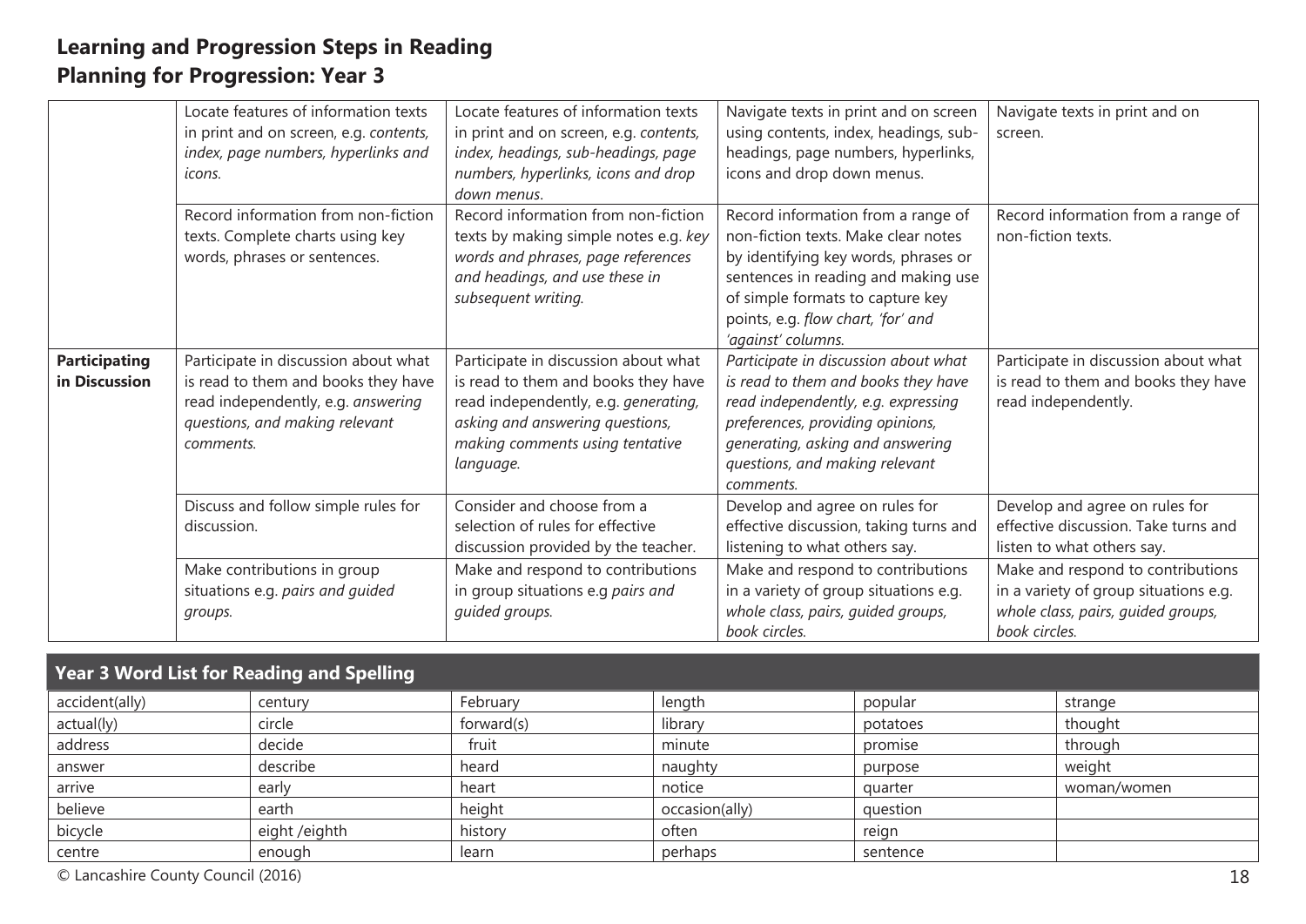# Learning and Progression Steps in Reading

## Planning for Progression: Year 3

| | | | | |
|---|---|---|---|---|
| | Locate features of information texts in print and on screen, e.g. *contents, index, page numbers, hyperlinks and icons.* | Locate features of information texts in print and on screen, e.g. *contents, index, headings, sub-headings, page numbers, hyperlinks, icons and drop down menus.* | Navigate texts in print and on screen using contents, index, headings, sub-headings, page numbers, hyperlinks, icons and drop down menus. | Navigate texts in print and on screen. |
| | Record information from non-fiction texts. Complete charts using key words, phrases or sentences. | Record information from non-fiction texts by making simple notes e.g. *key words and phrases, page references and headings, and use these in subsequent writing.* | Record information from a range of non-fiction texts. Make clear notes by identifying key words, phrases or sentences in reading and making use of simple formats to capture key points, e.g. *flow chart, 'for' and 'against' columns.* | Record information from a range of non-fiction texts. |
| **Participating in Discussion** | Participate in discussion about what is read to them and books they have read independently, e.g. *answering questions, and making relevant comments.* | Participate in discussion about what is read to them and books they have read independently, e.g. *generating, asking and answering questions, making comments using tentative language.* | *Participate in discussion about what is read to them and books they have read independently, e.g. expressing preferences, providing opinions, generating, asking and answering questions, and making relevant comments.* | Participate in discussion about what is read to them and books they have read independently. |
| | Discuss and follow simple rules for discussion. | Consider and choose from a selection of rules for effective discussion provided by the teacher. | Develop and agree on rules for effective discussion, taking turns and listening to what others say. | Develop and agree on rules for effective discussion. Take turns and listen to what others say. |
| | Make contributions in group situations e.g. *pairs and guided groups.* | Make and respond to contributions in group situations e.g *pairs and guided groups.* | Make and respond to contributions in a variety of group situations e.g. *whole class, pairs, guided groups, book circles.* | Make and respond to contributions in a variety of group situations e.g. *whole class, pairs, guided groups, book circles.* |

### Year 3 Word List for Reading and Spelling

| | | | | | |
|---|---|---|---|---|---|
| accident(ally) | century | February | length | popular | strange |
| actual(ly) | circle | forward(s) | library | potatoes | thought |
| address | decide | fruit | minute | promise | through |
| answer | describe | heard | naughty | purpose | weight |
| arrive | early | heart | notice | quarter | woman/women |
| believe | earth | height | occasion(ally) | question | |
| bicycle | eight /eighth | history | often | reign | |
| centre | enough | learn | perhaps | sentence | |

© Lancashire County Council (2016)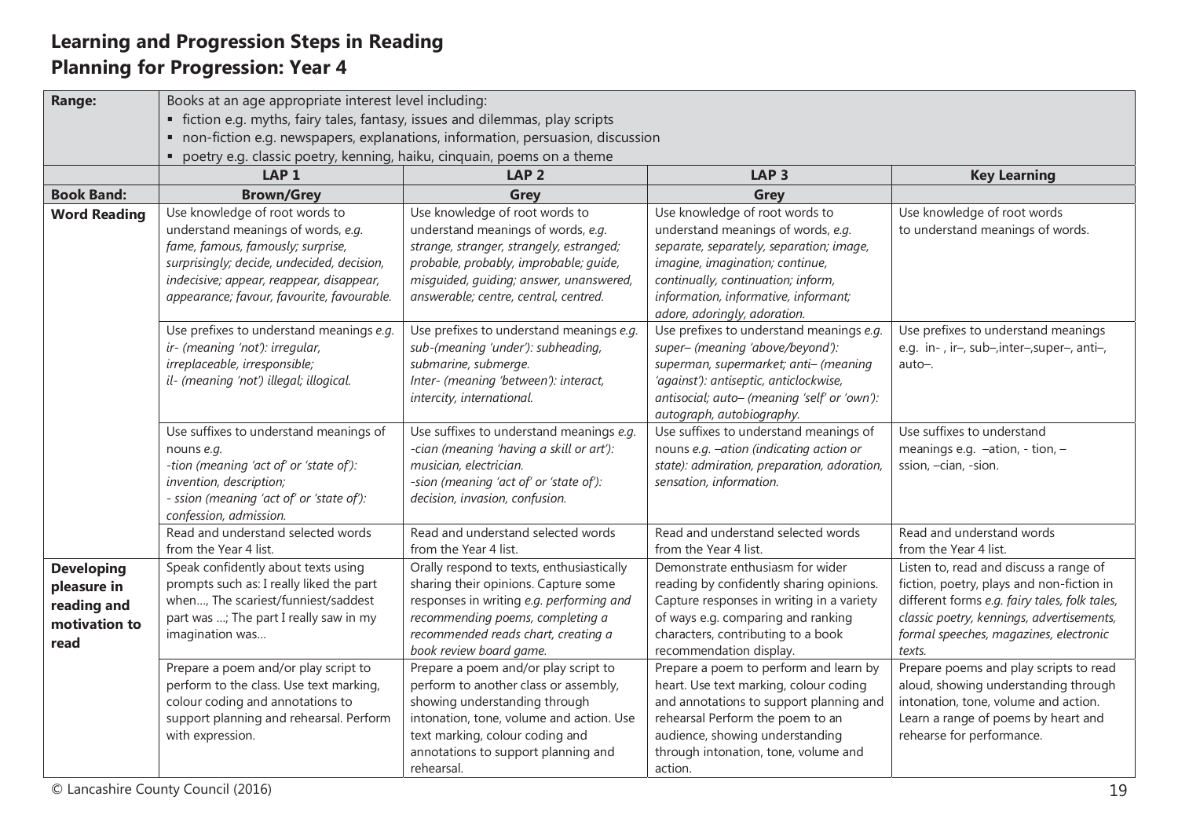## Learning and Progression Steps in Reading
## Planning for Progression: Year 4

| Range: | Books at an age appropriate interest level including:<br>▪ fiction e.g. myths, fairy tales, fantasy, issues and dilemmas, play scripts<br>▪ non-fiction e.g. newspapers, explanations, information, persuasion, discussion<br>▪ poetry e.g. classic poetry, kenning, haiku, cinquain, poems on a theme | | | |
|---|---|---|---|---|
| | **LAP 1** | **LAP 2** | **LAP 3** | **Key Learning** |
| **Book Band:** | **Brown/Grey** | **Grey** | **Grey** | |
| **Word Reading** | Use knowledge of root words to understand meanings of words, *e.g. fame, famous, famously; surprise, surprisingly; decide, undecided, decision, indecisive; appear, reappear, disappear, appearance; favour, favourite, favourable.* | Use knowledge of root words to understand meanings of words, *e.g. strange, stranger, strangely, estranged; probable, probably, improbable; guide, misguided, guiding; answer, unanswered, answerable; centre, central, centred.* | Use knowledge of root words to understand meanings of words, *e.g. separate, separately, separation; image, imagine, imagination; continue, continually, continuation; inform, information, informative, informant; adore, adoringly, adoration.* | Use knowledge of root words to understand meanings of words. |
| | Use prefixes to understand meanings *e.g. ir- (meaning 'not'): irregular, irreplaceable, irresponsible; il- (meaning 'not') illegal; illogical.* | Use prefixes to understand meanings *e.g. sub-(meaning 'under'): subheading, submarine, submerge. Inter- (meaning 'between'): interact, intercity, international.* | Use prefixes to understand meanings *e.g. super– (meaning 'above/beyond'): superman, supermarket; anti– (meaning 'against'): antiseptic, anticlockwise, antisocial; auto– (meaning 'self' or 'own'): autograph, autobiography.* | Use prefixes to understand meanings e.g. in- , ir–, sub–,inter–,super–, anti–, auto–. |
| | Use suffixes to understand meanings of nouns *e.g. -tion (meaning 'act of' or 'state of'): invention, description; - ssion (meaning 'act of' or 'state of'): confession, admission.* | Use suffixes to understand meanings *e.g. -cian (meaning 'having a skill or art'): musician, electrician. -sion (meaning 'act of' or 'state of'): decision, invasion, confusion.* | Use suffixes to understand meanings of nouns *e.g. –ation (indicating action or state): admiration, preparation, adoration, sensation, information.* | Use suffixes to understand meanings e.g. –ation, - tion, – ssion, –cian, -sion. |
| | Read and understand selected words from the Year 4 list. | Read and understand selected words from the Year 4 list. | Read and understand selected words from the Year 4 list. | Read and understand words from the Year 4 list. |
| **Developing pleasure in reading and motivation to read** | Speak confidently about texts using prompts such as: I really liked the part when…, The scariest/funniest/saddest part was …; The part I really saw in my imagination was… | Orally respond to texts, enthusiastically sharing their opinions. Capture some responses in writing *e.g. performing and recommending poems, completing a recommended reads chart, creating a book review board game.* | Demonstrate enthusiasm for wider reading by confidently sharing opinions. Capture responses in writing in a variety of ways e.g. comparing and ranking characters, contributing to a book recommendation display. | Listen to, read and discuss a range of fiction, poetry, plays and non-fiction in different forms *e.g. fairy tales, folk tales, classic poetry, kennings, advertisements, formal speeches, magazines, electronic texts.* |
| | Prepare a poem and/or play script to perform to the class. Use text marking, colour coding and annotations to support planning and rehearsal. Perform with expression. | Prepare a poem and/or play script to perform to another class or assembly, showing understanding through intonation, tone, volume and action. Use text marking, colour coding and annotations to support planning and rehearsal. | Prepare a poem to perform and learn by heart. Use text marking, colour coding and annotations to support planning and rehearsal Perform the poem to an audience, showing understanding through intonation, tone, volume and action. | Prepare poems and play scripts to read aloud, showing understanding through intonation, tone, volume and action. Learn a range of poems by heart and rehearse for performance. |

© Lancashire County Council (2016)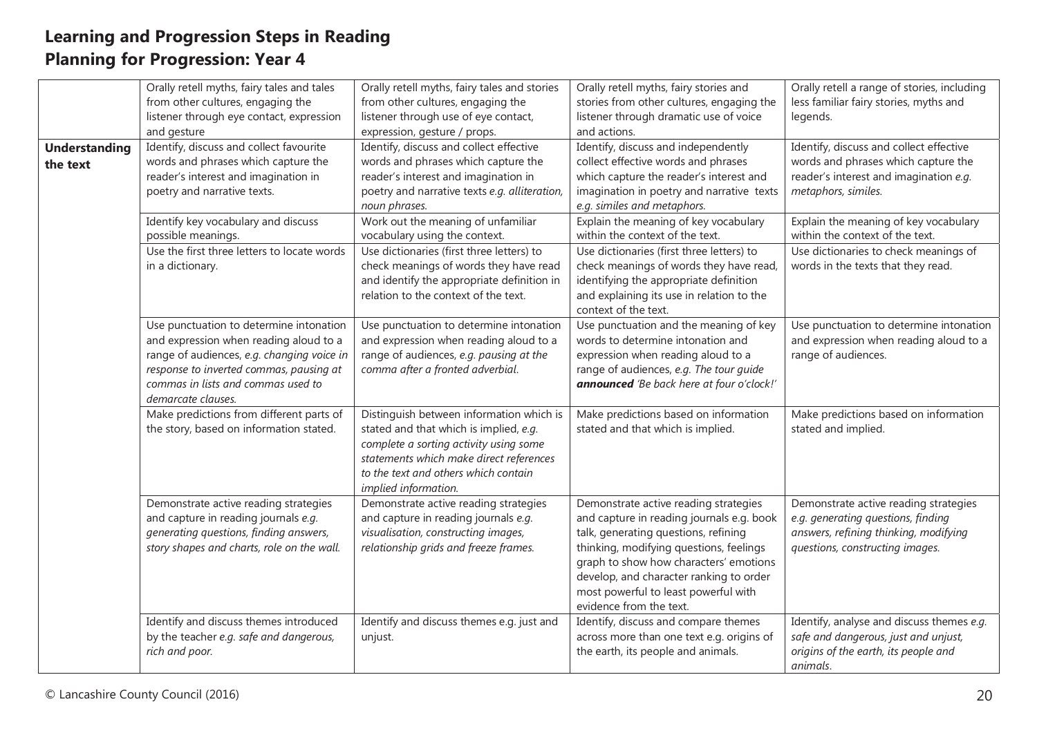## Learning and Progression Steps in Reading
## Planning for Progression: Year 4

| | | | | |
|---|---|---|---|---|
| | Orally retell myths, fairy tales and tales from other cultures, engaging the listener through eye contact, expression and gesture | Orally retell myths, fairy tales and stories from other cultures, engaging the listener through use of eye contact, expression, gesture / props. | Orally retell myths, fairy stories and stories from other cultures, engaging the listener through dramatic use of voice and actions. | Orally retell a range of stories, including less familiar fairy stories, myths and legends. |
| **Understanding the text** | Identify, discuss and collect favourite words and phrases which capture the reader's interest and imagination in poetry and narrative texts. | Identify, discuss and collect effective words and phrases which capture the reader's interest and imagination in poetry and narrative texts *e.g. alliteration, noun phrases.* | Identify, discuss and independently collect effective words and phrases which capture the reader's interest and imagination in poetry and narrative texts *e.g. similes and metaphors.* | Identify, discuss and collect effective words and phrases which capture the reader's interest and imagination *e.g. metaphors, similes.* |
| | Identify key vocabulary and discuss possible meanings. | Work out the meaning of unfamiliar vocabulary using the context. | Explain the meaning of key vocabulary within the context of the text. | Explain the meaning of key vocabulary within the context of the text. |
| | Use the first three letters to locate words in a dictionary. | Use dictionaries (first three letters) to check meanings of words they have read and identify the appropriate definition in relation to the context of the text. | Use dictionaries (first three letters) to check meanings of words they have read, identifying the appropriate definition and explaining its use in relation to the context of the text. | Use dictionaries to check meanings of words in the texts that they read. |
| | Use punctuation to determine intonation and expression when reading aloud to a range of audiences, *e.g. changing voice in response to inverted commas, pausing at commas in lists and commas used to demarcate clauses.* | Use punctuation to determine intonation and expression when reading aloud to a range of audiences, *e.g. pausing at the comma after a fronted adverbial.* | Use punctuation and the meaning of key words to determine intonation and expression when reading aloud to a range of audiences, *e.g. The tour guide **announced** 'Be back here at four o'clock!'* | Use punctuation to determine intonation and expression when reading aloud to a range of audiences. |
| | Make predictions from different parts of the story, based on information stated. | Distinguish between information which is stated and that which is implied, *e.g. complete a sorting activity using some statements which make direct references to the text and others which contain implied information.* | Make predictions based on information stated and that which is implied. | Make predictions based on information stated and implied. |
| | Demonstrate active reading strategies and capture in reading journals *e.g. generating questions, finding answers, story shapes and charts, role on the wall.* | Demonstrate active reading strategies and capture in reading journals *e.g. visualisation, constructing images, relationship grids and freeze frames.* | Demonstrate active reading strategies and capture in reading journals e.g. book talk, generating questions, refining thinking, modifying questions, feelings graph to show how characters' emotions develop, and character ranking to order most powerful to least powerful with evidence from the text. | Demonstrate active reading strategies *e.g. generating questions, finding answers, refining thinking, modifying questions, constructing images.* |
| | Identify and discuss themes introduced by the teacher *e.g. safe and dangerous, rich and poor.* | Identify and discuss themes e.g. just and unjust. | Identify, discuss and compare themes across more than one text e.g. origins of the earth, its people and animals. | Identify, analyse and discuss themes *e.g. safe and dangerous, just and unjust, origins of the earth, its people and animals.* |

© Lancashire County Council (2016)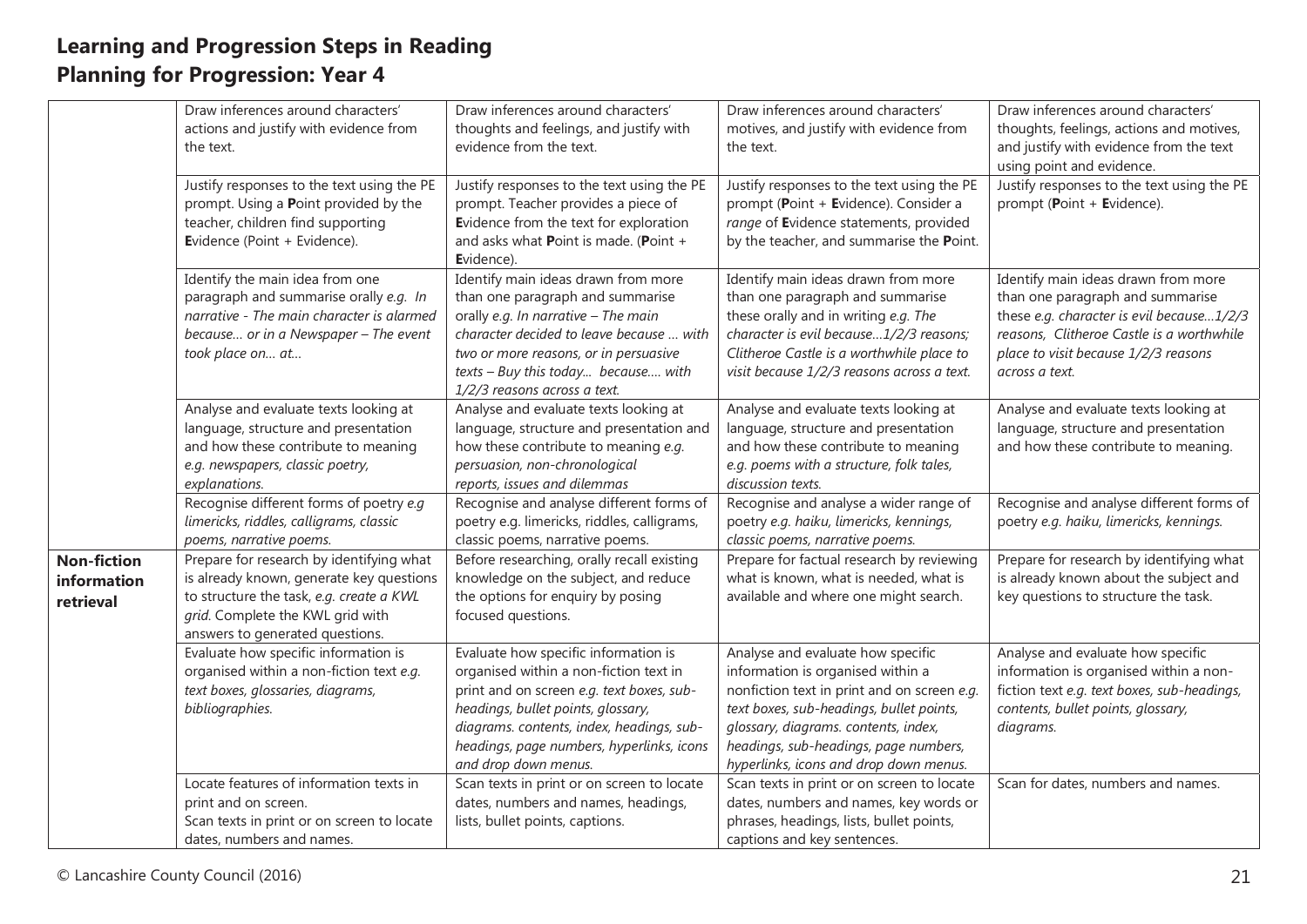# Learning and Progression Steps in Reading
## Planning for Progression: Year 4

| | | | | |
|---|---|---|---|---|
| | Draw inferences around characters' actions and justify with evidence from the text. | Draw inferences around characters' thoughts and feelings, and justify with evidence from the text. | Draw inferences around characters' motives, and justify with evidence from the text. | Draw inferences around characters' thoughts, feelings, actions and motives, and justify with evidence from the text using point and evidence. |
| | Justify responses to the text using the PE prompt. Using a **P**oint provided by the teacher, children find supporting **E**vidence (Point + Evidence). | Justify responses to the text using the PE prompt. Teacher provides a piece of **E**vidence from the text for exploration and asks what **P**oint is made. (**P**oint + **E**vidence). | Justify responses to the text using the PE prompt (**P**oint + **E**vidence). Consider a *range* of **E**vidence statements, provided by the teacher, and summarise the **P**oint. | Justify responses to the text using the PE prompt (**P**oint + **E**vidence). |
| | Identify the main idea from one paragraph and summarise orally *e.g. In narrative - The main character is alarmed because… or in a Newspaper – The event took place on… at…* | Identify main ideas drawn from more than one paragraph and summarise orally *e.g. In narrative – The main character decided to leave because … with two or more reasons, or in persuasive texts – Buy this today… because…. with 1/2/3 reasons across a text.* | Identify main ideas drawn from more than one paragraph and summarise these orally and in writing *e.g. The character is evil because…1/2/3 reasons; Clitheroe Castle is a worthwhile place to visit because 1/2/3 reasons across a text.* | Identify main ideas drawn from more than one paragraph and summarise these *e.g. character is evil because…1/2/3 reasons, Clitheroe Castle is a worthwhile place to visit because 1/2/3 reasons across a text.* |
| | Analyse and evaluate texts looking at language, structure and presentation and how these contribute to meaning *e.g. newspapers, classic poetry, explanations.* | Analyse and evaluate texts looking at language, structure and presentation and how these contribute to meaning *e.g. persuasion, non-chronological reports, issues and dilemmas* | Analyse and evaluate texts looking at language, structure and presentation and how these contribute to meaning *e.g. poems with a structure, folk tales, discussion texts.* | Analyse and evaluate texts looking at language, structure and presentation and how these contribute to meaning. |
| | Recognise different forms of poetry *e.g limericks, riddles, calligrams, classic poems, narrative poems.* | Recognise and analyse different forms of poetry e.g. limericks, riddles, calligrams, classic poems, narrative poems. | Recognise and analyse a wider range of poetry *e.g. haiku, limericks, kennings, classic poems, narrative poems.* | Recognise and analyse different forms of poetry *e.g. haiku, limericks, kennings.* |
| **Non-fiction information retrieval** | Prepare for research by identifying what is already known, generate key questions to structure the task, *e.g. create a KWL grid.* Complete the KWL grid with answers to generated questions. | Before researching, orally recall existing knowledge on the subject, and reduce the options for enquiry by posing focused questions. | Prepare for factual research by reviewing what is known, what is needed, what is available and where one might search. | Prepare for research by identifying what is already known about the subject and key questions to structure the task. |
| | Evaluate how specific information is organised within a non-fiction text *e.g. text boxes, glossaries, diagrams, bibliographies.* | Evaluate how specific information is organised within a non-fiction text in print and on screen *e.g. text boxes, sub-headings, bullet points, glossary, diagrams. contents, index, headings, sub-headings, page numbers, hyperlinks, icons and drop down menus.* | Analyse and evaluate how specific information is organised within a nonfiction text in print and on screen *e.g. text boxes, sub-headings, bullet points, glossary, diagrams. contents, index, headings, sub-headings, page numbers, hyperlinks, icons and drop down menus.* | Analyse and evaluate how specific information is organised within a non-fiction text *e.g. text boxes, sub-headings, contents, bullet points, glossary, diagrams.* |
| | Locate features of information texts in print and on screen. Scan texts in print or on screen to locate dates, numbers and names. | Scan texts in print or on screen to locate dates, numbers and names, headings, lists, bullet points, captions. | Scan texts in print or on screen to locate dates, numbers and names, key words or phrases, headings, lists, bullet points, captions and key sentences. | Scan for dates, numbers and names. |

© Lancashire County Council (2016)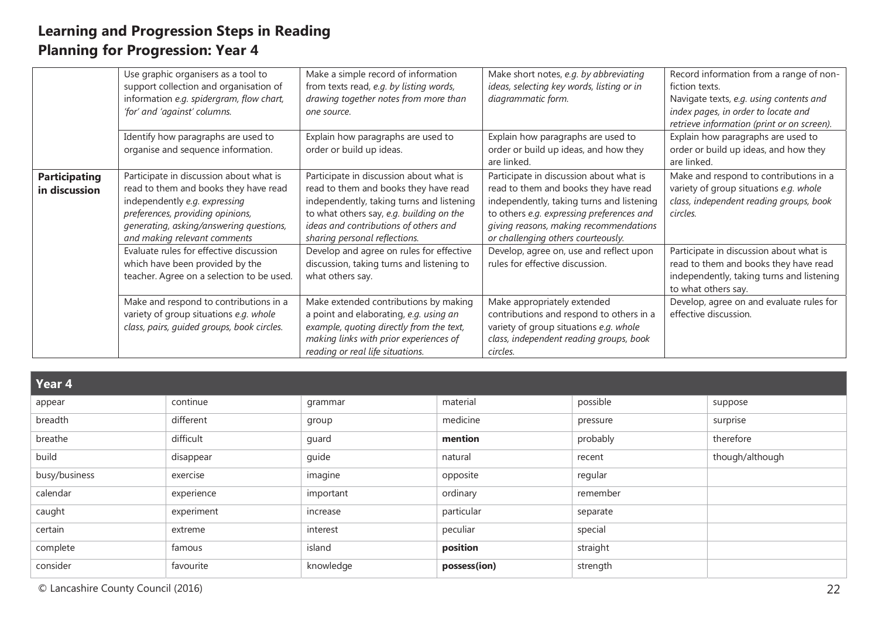## Learning and Progression Steps in Reading
## Planning for Progression: Year 4

| | | | | |
|---|---|---|---|---|
| | Use graphic organisers as a tool to support collection and organisation of information *e.g. spidergram, flow chart, 'for' and 'against' columns.* | Make a simple record of information from texts read, *e.g. by listing words, drawing together notes from more than one source.* | Make short notes, *e.g. by abbreviating ideas, selecting key words, listing or in diagrammatic form.* | Record information from a range of non-fiction texts. Navigate texts, *e.g. using contents and index pages, in order to locate and retrieve information (print or on screen).* |
| | Identify how paragraphs are used to organise and sequence information. | Explain how paragraphs are used to order or build up ideas. | Explain how paragraphs are used to order or build up ideas, and how they are linked. | Explain how paragraphs are used to order or build up ideas, and how they are linked. |
| **Participating in discussion** | Participate in discussion about what is read to them and books they have read independently *e.g. expressing preferences, providing opinions, generating, asking/answering questions, and making relevant comments* | Participate in discussion about what is read to them and books they have read independently, taking turns and listening to what others say, *e.g. building on the ideas and contributions of others and sharing personal reflections.* | Participate in discussion about what is read to them and books they have read independently, taking turns and listening to others *e.g. expressing preferences and giving reasons, making recommendations or challenging others courteously.* | Make and respond to contributions in a variety of group situations *e.g. whole class, independent reading groups, book circles.* |
| | Evaluate rules for effective discussion which have been provided by the teacher. Agree on a selection to be used. | Develop and agree on rules for effective discussion, taking turns and listening to what others say. | Develop, agree on, use and reflect upon rules for effective discussion. | Participate in discussion about what is read to them and books they have read independently, taking turns and listening to what others say. |
| | Make and respond to contributions in a variety of group situations *e.g. whole class, pairs, guided groups, book circles.* | Make extended contributions by making a point and elaborating, *e.g. using an example, quoting directly from the text, making links with prior experiences of reading or real life situations.* | Make appropriately extended contributions and respond to others in a variety of group situations *e.g. whole class, independent reading groups, book circles.* | Develop, agree on and evaluate rules for effective discussion. |

| Year 4 | | | | | |
|---|---|---|---|---|---|
| appear | continue | grammar | material | possible | suppose |
| breadth | different | group | medicine | pressure | surprise |
| breathe | difficult | guard | **mention** | probably | therefore |
| build | disappear | guide | natural | recent | though/although |
| busy/business | exercise | imagine | opposite | regular | |
| calendar | experience | important | ordinary | remember | |
| caught | experiment | increase | particular | separate | |
| certain | extreme | interest | peculiar | special | |
| complete | famous | island | **position** | straight | |
| consider | favourite | knowledge | **possess(ion)** | strength | |

© Lancashire County Council (2016)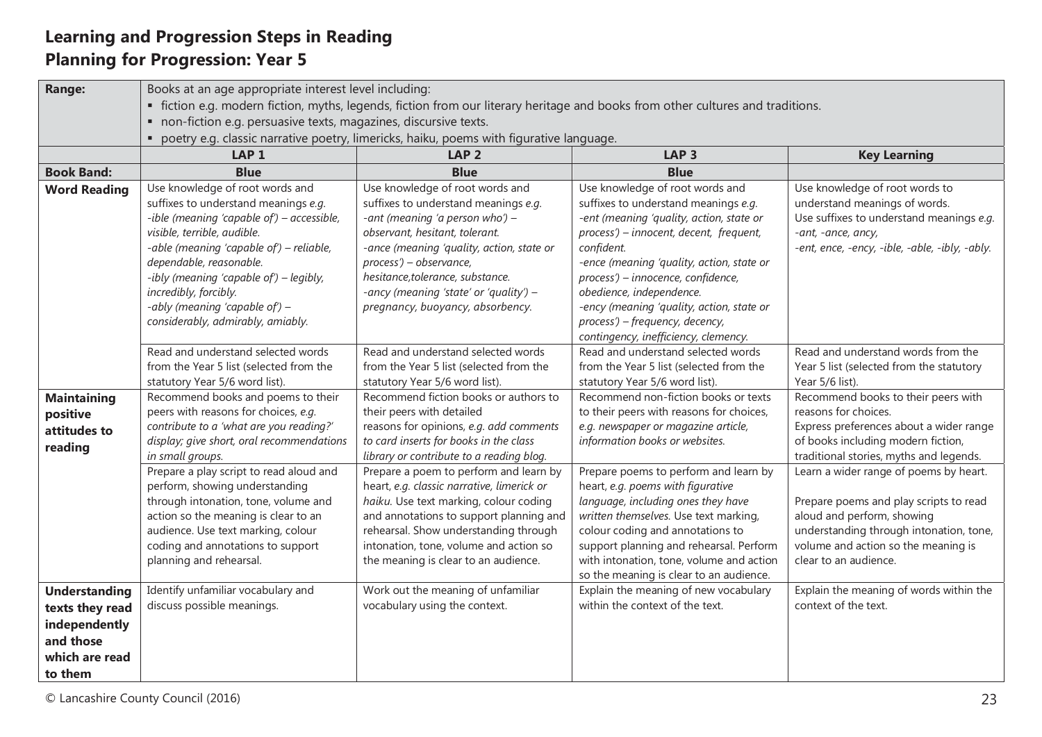## Learning and Progression Steps in Reading
## Planning for Progression: Year 5

| **Range:** | Books at an age appropriate interest level including:<br>▪ fiction e.g. modern fiction, myths, legends, fiction from our literary heritage and books from other cultures and traditions.<br>▪ non-fiction e.g. persuasive texts, magazines, discursive texts.<br>▪ poetry e.g. classic narrative poetry, limericks, haiku, poems with figurative language. | | | |
|---|---|---|---|---|
| | **LAP 1** | **LAP 2** | **LAP 3** | **Key Learning** |
| **Book Band:** | **Blue** | **Blue** | **Blue** | |
| **Word Reading** | Use knowledge of root words and suffixes to understand meanings *e.g. -ible (meaning 'capable of') – accessible, visible, terrible, audible. -able (meaning 'capable of') – reliable, dependable, reasonable. -ibly (meaning 'capable of') – legibly, incredibly, forcibly. -ably (meaning 'capable of') – considerably, admirably, amiably.* | Use knowledge of root words and suffixes to understand meanings *e.g. -ant (meaning 'a person who') – observant, hesitant, tolerant. -ance (meaning 'quality, action, state or process') – observance, hesitance,tolerance, substance. -ancy (meaning 'state' or 'quality') – pregnancy, buoyancy, absorbency.* | Use knowledge of root words and suffixes to understand meanings *e.g. -ent (meaning 'quality, action, state or process') – innocent, decent, frequent, confident. -ence (meaning 'quality, action, state or process') – innocence, confidence, obedience, independence. -ency (meaning 'quality, action, state or process') – frequency, decency, contingency, inefficiency, clemency.* | Use knowledge of root words to understand meanings of words. Use suffixes to understand meanings *e.g. -ant, -ance, ancy, -ent, ence, -ency, -ible, -able, -ibly, -ably.* |
| | Read and understand selected words from the Year 5 list (selected from the statutory Year 5/6 word list). | Read and understand selected words from the Year 5 list (selected from the statutory Year 5/6 word list). | Read and understand selected words from the Year 5 list (selected from the statutory Year 5/6 word list). | Read and understand words from the Year 5 list (selected from the statutory Year 5/6 list). |
| **Maintaining positive attitudes to reading** | Recommend books and poems to their peers with reasons for choices, *e.g. contribute to a 'what are you reading?' display; give short, oral recommendations in small groups.* | Recommend fiction books or authors to their peers with detailed reasons for opinions, *e.g. add comments to card inserts for books in the class library or contribute to a reading blog.* | Recommend non-fiction books or texts to their peers with reasons for choices, *e.g. newspaper or magazine article, information books or websites.* | Recommend books to their peers with reasons for choices. Express preferences about a wider range of books including modern fiction, traditional stories, myths and legends. |
| | Prepare a play script to read aloud and perform, showing understanding through intonation, tone, volume and action so the meaning is clear to an audience. Use text marking, colour coding and annotations to support planning and rehearsal. | Prepare a poem to perform and learn by heart, *e.g. classic narrative, limerick or haiku.* Use text marking, colour coding and annotations to support planning and rehearsal. Show understanding through intonation, tone, volume and action so the meaning is clear to an audience. | Prepare poems to perform and learn by heart, *e.g. poems with figurative language, including ones they have written themselves.* Use text marking, colour coding and annotations to support planning and rehearsal. Perform with intonation, tone, volume and action so the meaning is clear to an audience. | Learn a wider range of poems by heart.<br><br>Prepare poems and play scripts to read aloud and perform, showing understanding through intonation, tone, volume and action so the meaning is clear to an audience. |
| **Understanding texts they read independently and those which are read to them** | Identify unfamiliar vocabulary and discuss possible meanings. | Work out the meaning of unfamiliar vocabulary using the context. | Explain the meaning of new vocabulary within the context of the text. | Explain the meaning of words within the context of the text. |

© Lancashire County Council (2016)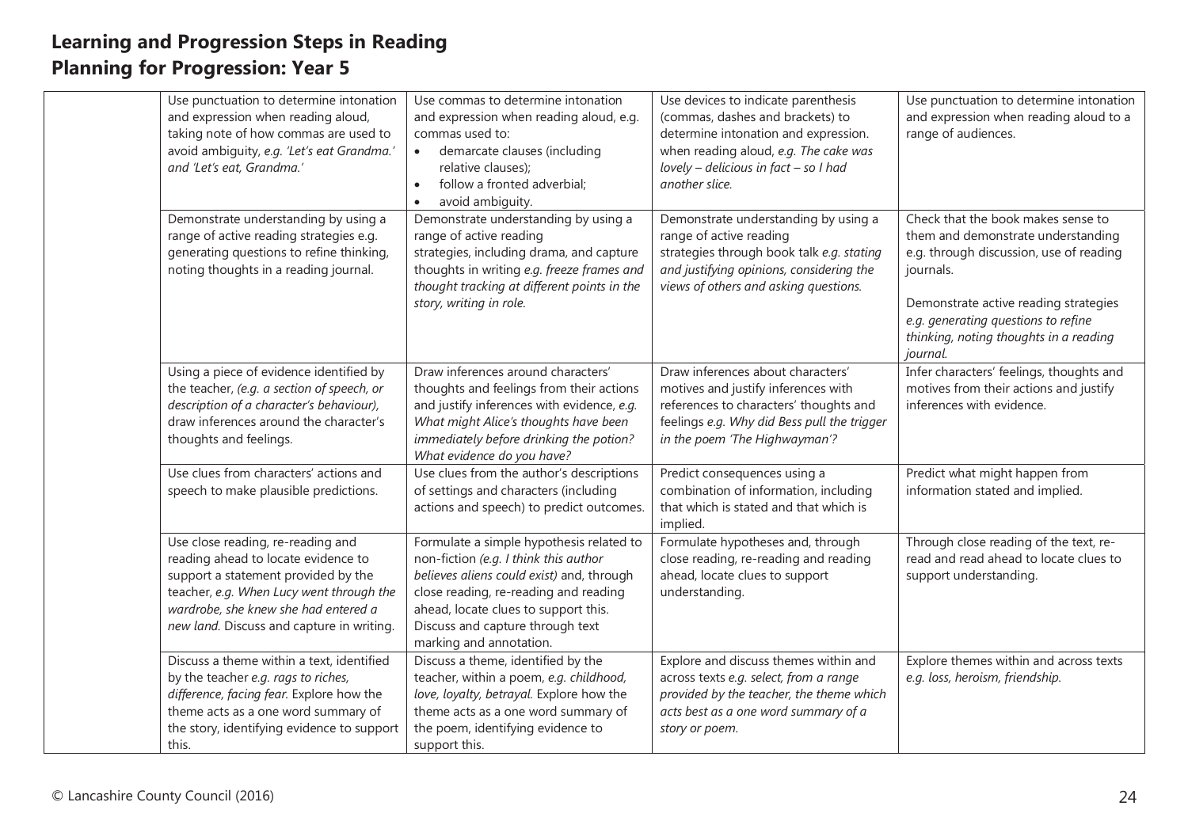# Learning and Progression Steps in Reading

## Planning for Progression: Year 5

| | | | | |
|---|---|---|---|---|
| | Use punctuation to determine intonation and expression when reading aloud, taking note of how commas are used to avoid ambiguity, *e.g. 'Let's eat Grandma.' and 'Let's eat, Grandma.'* | Use commas to determine intonation and expression when reading aloud, e.g. commas used to: <br>• demarcate clauses (including relative clauses); <br>• follow a fronted adverbial; <br>• avoid ambiguity. | Use devices to indicate parenthesis (commas, dashes and brackets) to determine intonation and expression. when reading aloud, *e.g. The cake was lovely – delicious in fact – so I had another slice.* | Use punctuation to determine intonation and expression when reading aloud to a range of audiences. |
| | Demonstrate understanding by using a range of active reading strategies e.g. generating questions to refine thinking, noting thoughts in a reading journal. | Demonstrate understanding by using a range of active reading strategies, including drama, and capture thoughts in writing *e.g. freeze frames and thought tracking at different points in the story, writing in role.* | Demonstrate understanding by using a range of active reading strategies through book talk *e.g. stating and justifying opinions, considering the views of others and asking questions.* | Check that the book makes sense to them and demonstrate understanding e.g. through discussion, use of reading journals.<br><br>Demonstrate active reading strategies *e.g. generating questions to refine thinking, noting thoughts in a reading journal.* |
| | Using a piece of evidence identified by the teacher, *(e.g. a section of speech, or description of a character's behaviour),* draw inferences around the character's thoughts and feelings. | Draw inferences around characters' thoughts and feelings from their actions and justify inferences with evidence, *e.g. What might Alice's thoughts have been immediately before drinking the potion? What evidence do you have?* | Draw inferences about characters' motives and justify inferences with references to characters' thoughts and feelings *e.g. Why did Bess pull the trigger in the poem 'The Highwayman'?* | Infer characters' feelings, thoughts and motives from their actions and justify inferences with evidence. |
| | Use clues from characters' actions and speech to make plausible predictions. | Use clues from the author's descriptions of settings and characters (including actions and speech) to predict outcomes. | Predict consequences using a combination of information, including that which is stated and that which is implied. | Predict what might happen from information stated and implied. |
| | Use close reading, re-reading and reading ahead to locate evidence to support a statement provided by the teacher, *e.g. When Lucy went through the wardrobe, she knew she had entered a new land.* Discuss and capture in writing. | Formulate a simple hypothesis related to non-fiction *(e.g. I think this author believes aliens could exist)* and, through close reading, re-reading and reading ahead, locate clues to support this. Discuss and capture through text marking and annotation. | Formulate hypotheses and, through close reading, re-reading and reading ahead, locate clues to support understanding. | Through close reading of the text, re-read and read ahead to locate clues to support understanding. |
| | Discuss a theme within a text, identified by the teacher *e.g. rags to riches, difference, facing fear.* Explore how the theme acts as a one word summary of the story, identifying evidence to support this. | Discuss a theme, identified by the teacher, within a poem, *e.g. childhood, love, loyalty, betrayal.* Explore how the theme acts as a one word summary of the poem, identifying evidence to support this. | Explore and discuss themes within and across texts *e.g. select, from a range provided by the teacher, the theme which acts best as a one word summary of a story or poem.* | Explore themes within and across texts *e.g. loss, heroism, friendship.* |

© Lancashire County Council (2016)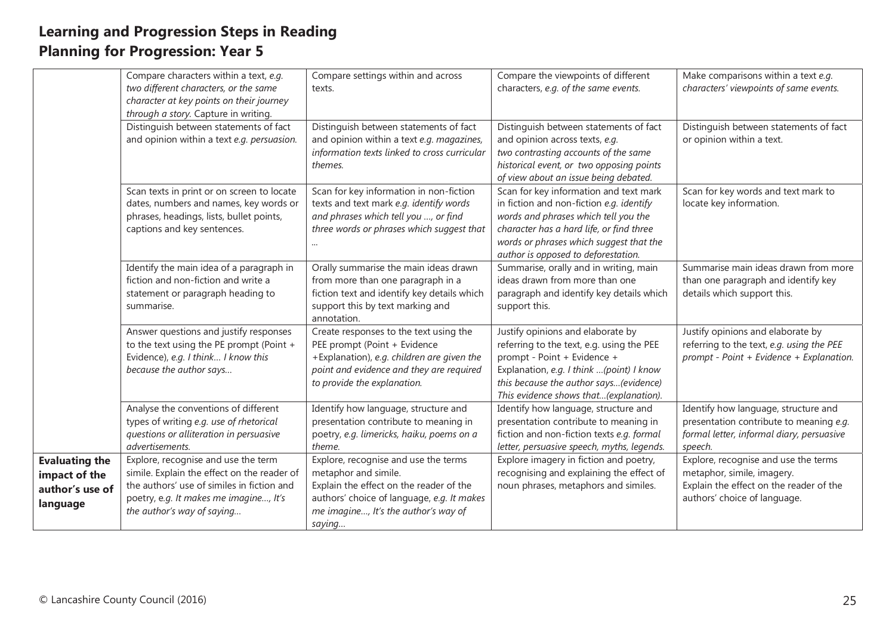## Learning and Progression Steps in Reading
## Planning for Progression: Year 5

| | | | | |
|---|---|---|---|---|
| | Compare characters within a text, *e.g. two different characters, or the same character at key points on their journey through a story.* Capture in writing. | Compare settings within and across texts. | Compare the viewpoints of different characters, *e.g. of the same events.* | Make comparisons within a text *e.g. characters' viewpoints of same events.* |
| | Distinguish between statements of fact and opinion within a text *e.g. persuasion.* | Distinguish between statements of fact and opinion within a text *e.g. magazines, information texts linked to cross curricular themes.* | Distinguish between statements of fact and opinion across texts, *e.g. two contrasting accounts of the same historical event, or two opposing points of view about an issue being debated.* | Distinguish between statements of fact or opinion within a text. |
| | Scan texts in print or on screen to locate dates, numbers and names, key words or phrases, headings, lists, bullet points, captions and key sentences. | Scan for key information in non-fiction texts and text mark *e.g. identify words and phrases which tell you …, or find three words or phrases which suggest that …* | Scan for key information and text mark in fiction and non-fiction *e.g. identify words and phrases which tell you the character has a hard life, or find three words or phrases which suggest that the author is opposed to deforestation.* | Scan for key words and text mark to locate key information. |
| | Identify the main idea of a paragraph in fiction and non-fiction and write a statement or paragraph heading to summarise. | Orally summarise the main ideas drawn from more than one paragraph in a fiction text and identify key details which support this by text marking and annotation. | Summarise, orally and in writing, main ideas drawn from more than one paragraph and identify key details which support this. | Summarise main ideas drawn from more than one paragraph and identify key details which support this. |
| | Answer questions and justify responses to the text using the PE prompt (Point + Evidence), *e.g. I think… I know this because the author says…* | Create responses to the text using the PEE prompt (Point + Evidence +Explanation), *e.g. children are given the point and evidence and they are required to provide the explanation.* | Justify opinions and elaborate by referring to the text, e.g. using the PEE prompt - Point + Evidence + Explanation, *e.g. I think …(point) I know this because the author says…(evidence) This evidence shows that…(explanation).* | Justify opinions and elaborate by referring to the text, *e.g. using the PEE prompt - Point + Evidence + Explanation.* |
| | Analyse the conventions of different types of writing *e.g. use of rhetorical questions or alliteration in persuasive advertisements.* | Identify how language, structure and presentation contribute to meaning in poetry, *e.g. limericks, haiku, poems on a theme.* | Identify how language, structure and presentation contribute to meaning in fiction and non-fiction texts *e.g. formal letter, persuasive speech, myths, legends.* | Identify how language, structure and presentation contribute to meaning *e.g. formal letter, informal diary, persuasive speech.* |
| **Evaluating the impact of the author's use of language** | Explore, recognise and use the term simile. Explain the effect on the reader of the authors' use of similes in fiction and poetry, e.g. *It makes me imagine…, It's the author's way of saying…* | Explore, recognise and use the terms metaphor and simile. Explain the effect on the reader of the authors' choice of language, *e.g. It makes me imagine…, It's the author's way of saying…* | Explore imagery in fiction and poetry, recognising and explaining the effect of noun phrases, metaphors and similes. | Explore, recognise and use the terms metaphor, simile, imagery. Explain the effect on the reader of the authors' choice of language. |

© Lancashire County Council (2016)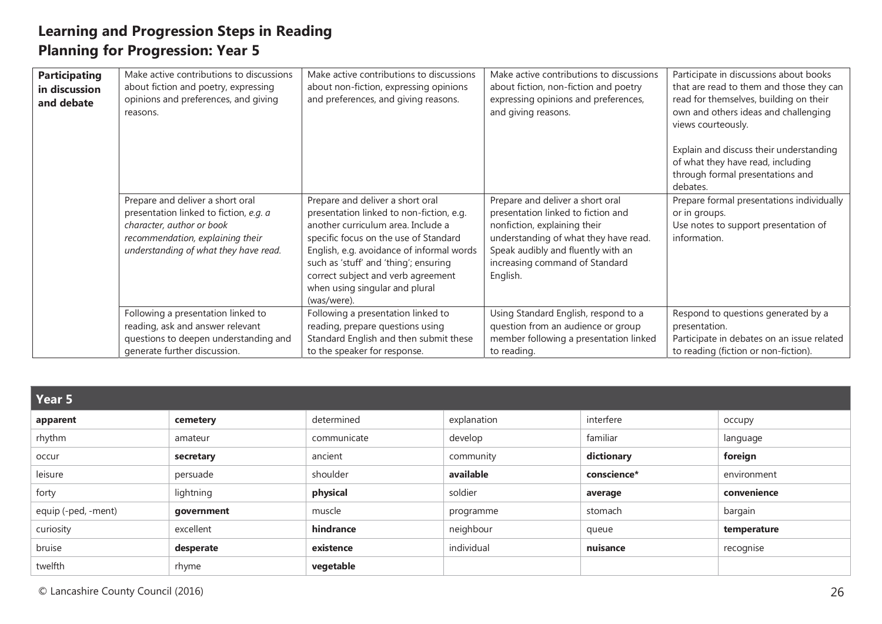## Learning and Progression Steps in Reading
## Planning for Progression: Year 5

| | | | | |
|---|---|---|---|---|
| **Participating in discussion and debate** | Make active contributions to discussions about fiction and poetry, expressing opinions and preferences, and giving reasons. | Make active contributions to discussions about non-fiction, expressing opinions and preferences, and giving reasons. | Make active contributions to discussions about fiction, non-fiction and poetry expressing opinions and preferences, and giving reasons. | Participate in discussions about books that are read to them and those they can read for themselves, building on their own and others ideas and challenging views courteously.<br><br>Explain and discuss their understanding of what they have read, including through formal presentations and debates. |
| | Prepare and deliver a short oral presentation linked to fiction, *e.g. a character, author or book recommendation, explaining their understanding of what they have read.* | Prepare and deliver a short oral presentation linked to non-fiction, e.g. another curriculum area. Include a specific focus on the use of Standard English, e.g. avoidance of informal words such as 'stuff' and 'thing'; ensuring correct subject and verb agreement when using singular and plural (was/were). | Prepare and deliver a short oral presentation linked to fiction and nonfiction, explaining their understanding of what they have read. Speak audibly and fluently with an increasing command of Standard English. | Prepare formal presentations individually or in groups.<br>Use notes to support presentation of information. |
| | Following a presentation linked to reading, ask and answer relevant questions to deepen understanding and generate further discussion. | Following a presentation linked to reading, prepare questions using Standard English and then submit these to the speaker for response. | Using Standard English, respond to a question from an audience or group member following a presentation linked to reading. | Respond to questions generated by a presentation.<br>Participate in debates on an issue related to reading (fiction or non-fiction). |

| Year 5 | | | | | |
|---|---|---|---|---|---|
| **apparent** | **cemetery** | determined | explanation | interfere | occupy |
| rhythm | amateur | communicate | develop | familiar | language |
| occur | **secretary** | ancient | community | **dictionary** | **foreign** |
| leisure | persuade | shoulder | **available** | **conscience*** | environment |
| forty | lightning | **physical** | soldier | **average** | **convenience** |
| equip (-ped, -ment) | **government** | muscle | programme | stomach | bargain |
| curiosity | excellent | **hindrance** | neighbour | queue | **temperature** |
| bruise | **desperate** | **existence** | individual | **nuisance** | recognise |
| twelfth | rhyme | **vegetable** | | | |

© Lancashire County Council (2016)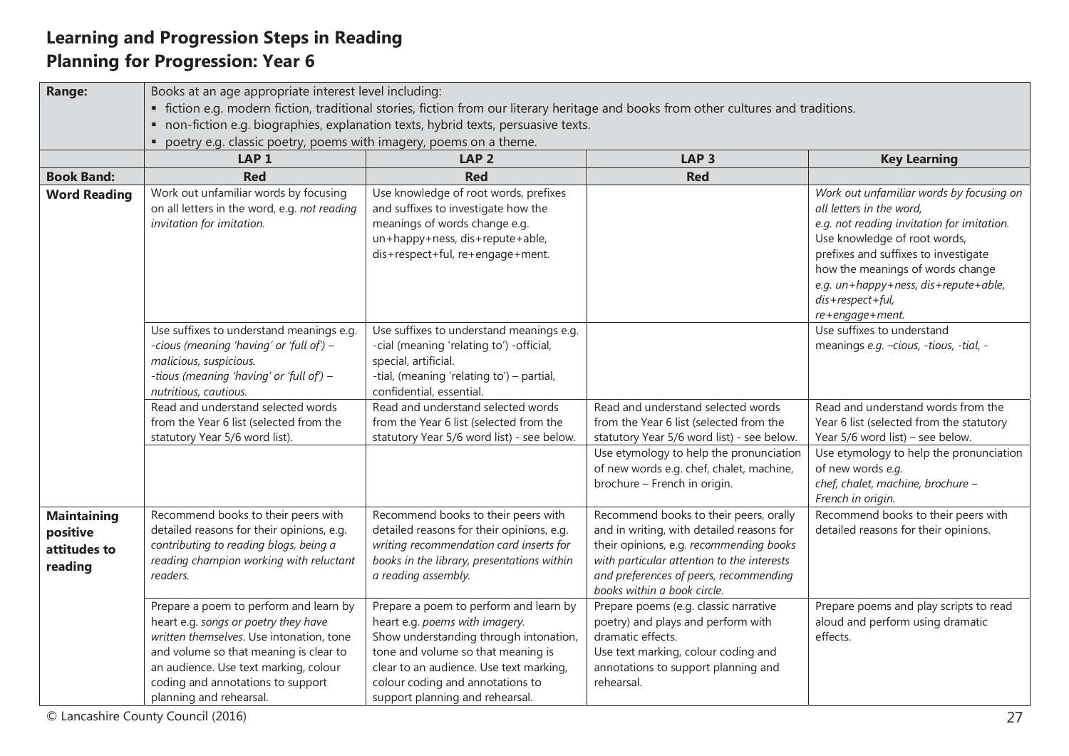# Learning and Progression Steps in Reading

## Planning for Progression: Year 6

| Range: | Books at an age appropriate interest level including: ▪ fiction e.g. modern fiction, traditional stories, fiction from our literary heritage and books from other cultures and traditions. ▪ non-fiction e.g. biographies, explanation texts, hybrid texts, persuasive texts. ▪ poetry e.g. classic poetry, poems with imagery, poems on a theme. | | | |
|---|---|---|---|---|
| | **LAP 1** | **LAP 2** | **LAP 3** | **Key Learning** |
| **Book Band:** | **Red** | **Red** | **Red** | |
| **Word Reading** | Work out unfamiliar words by focusing on all letters in the word, e.g. *not reading invitation for imitation.* | Use knowledge of root words, prefixes and suffixes to investigate how the meanings of words change e.g. un+happy+ness, dis+repute+able, dis+respect+ful, re+engage+ment. | | *Work out unfamiliar words by focusing on all letters in the word, e.g. not reading invitation for imitation.* Use knowledge of root words, prefixes and suffixes to investigate how the meanings of words change *e.g. un+happy+ness, dis+repute+able, dis+respect+ful, re+engage+ment.* |
| | Use suffixes to understand meanings e.g. *-cious (meaning 'having' or 'full of') – malicious, suspicious. -tious (meaning 'having' or 'full of') – nutritious, cautious.* | Use suffixes to understand meanings e.g. -cial (meaning 'relating to') -official, special, artificial. -tial, (meaning 'relating to') – partial, confidential, essential. | | Use suffixes to understand meanings *e.g. –cious, -tious, -tial, -* |
| | Read and understand selected words from the Year 6 list (selected from the statutory Year 5/6 word list). | Read and understand selected words from the Year 6 list (selected from the statutory Year 5/6 word list) - see below. | Read and understand selected words from the Year 6 list (selected from the statutory Year 5/6 word list) - see below. | Read and understand words from the Year 6 list (selected from the statutory Year 5/6 word list) – see below. |
| | | | Use etymology to help the pronunciation of new words e.g. chef, chalet, machine, brochure – French in origin. | Use etymology to help the pronunciation of new words *e.g. chef, chalet, machine, brochure – French in origin.* |
| **Maintaining positive attitudes to reading** | Recommend books to their peers with detailed reasons for their opinions, e.g. *contributing to reading blogs, being a reading champion working with reluctant readers.* | Recommend books to their peers with detailed reasons for their opinions, e.g. *writing recommendation card inserts for books in the library, presentations within a reading assembly.* | Recommend books to their peers, orally and in writing, with detailed reasons for their opinions, e.g. *recommending books with particular attention to the interests and preferences of peers, recommending books within a book circle.* | Recommend books to their peers with detailed reasons for their opinions. |
| | Prepare a poem to perform and learn by heart e.g. *songs or poetry they have written themselves*. Use intonation, tone and volume so that meaning is clear to an audience. Use text marking, colour coding and annotations to support planning and rehearsal. | Prepare a poem to perform and learn by heart e.g. *poems with imagery.* Show understanding through intonation, tone and volume so that meaning is clear to an audience. Use text marking, colour coding and annotations to support planning and rehearsal. | Prepare poems (e.g. classic narrative poetry) and plays and perform with dramatic effects. Use text marking, colour coding and annotations to support planning and rehearsal. | Prepare poems and play scripts to read aloud and perform using dramatic effects. |

© Lancashire County Council (2016)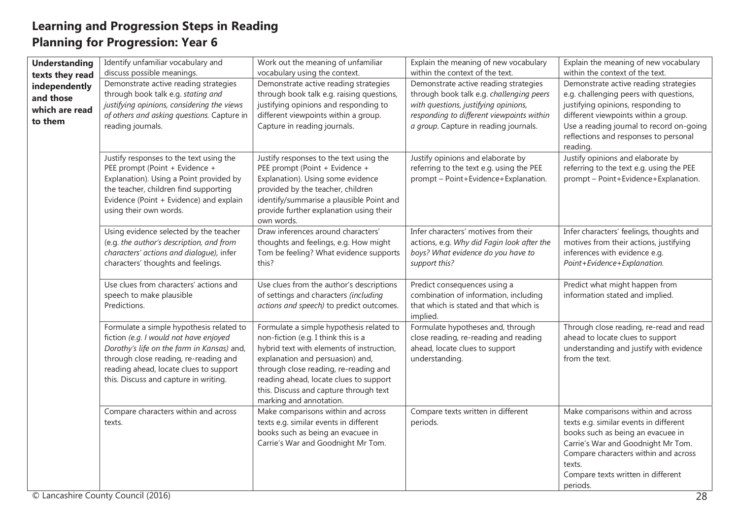## Learning and Progression Steps in Reading
## Planning for Progression: Year 6

| | | | | |
|---|---|---|---|---|
| **Understanding texts they read independently and those which are read to them** | Identify unfamiliar vocabulary and discuss possible meanings. | Work out the meaning of unfamiliar vocabulary using the context. | Explain the meaning of new vocabulary within the context of the text. | Explain the meaning of new vocabulary within the context of the text. |
| | Demonstrate active reading strategies through book talk e.g. *stating and justifying opinions, considering the views of others and asking questions.* Capture in reading journals. | Demonstrate active reading strategies through book talk e.g. raising questions, justifying opinions and responding to different viewpoints within a group. Capture in reading journals. | Demonstrate active reading strategies through book talk e.g. *challenging peers with questions, justifying opinions, responding to different viewpoints within a group.* Capture in reading journals. | Demonstrate active reading strategies e.g. challenging peers with questions, justifying opinions, responding to different viewpoints within a group. Use a reading journal to record on-going reflections and responses to personal reading. |
| | Justify responses to the text using the PEE prompt (Point + Evidence + Explanation). Using a Point provided by the teacher, children find supporting Evidence (Point + Evidence) and explain using their own words. | Justify responses to the text using the PEE prompt (Point + Evidence + Explanation). Using some evidence provided by the teacher, children identify/summarise a plausible Point and provide further explanation using their own words. | Justify opinions and elaborate by referring to the text e.g. using the PEE prompt – Point+Evidence+Explanation. | Justify opinions and elaborate by referring to the text e.g. using the PEE prompt – Point+Evidence+Explanation. |
| | Using evidence selected by the teacher (e.g. *the author's description, and from characters' actions and dialogue),* infer characters' thoughts and feelings. | Draw inferences around characters' thoughts and feelings, e.g. How might Tom be feeling? What evidence supports this? | Infer characters' motives from their actions, e.g. *Why did Fagin look after the boys? What evidence do you have to support this?* | Infer characters' feelings, thoughts and motives from their actions, justifying inferences with evidence e.g. *Point+Evidence+Explanation.* |
| | Use clues from characters' actions and speech to make plausible Predictions. | Use clues from the author's descriptions of settings and characters *(including actions and speech)* to predict outcomes. | Predict consequences using a combination of information, including that which is stated and that which is implied. | Predict what might happen from information stated and implied. |
| | Formulate a simple hypothesis related to fiction *(e.g. I would not have enjoyed Dorothy's life on the farm in Kansas)* and, through close reading, re-reading and reading ahead, locate clues to support this. Discuss and capture in writing. | Formulate a simple hypothesis related to non-fiction (e.g. I think this is a hybrid text with elements of instruction, explanation and persuasion) and, through close reading, re-reading and reading ahead, locate clues to support this. Discuss and capture through text marking and annotation. | Formulate hypotheses and, through close reading, re-reading and reading ahead, locate clues to support understanding. | Through close reading, re-read and read ahead to locate clues to support understanding and justify with evidence from the text. |
| | Compare characters within and across texts. | Make comparisons within and across texts e.g. similar events in different books such as being an evacuee in Carrie's War and Goodnight Mr Tom. | Compare texts written in different periods. | Make comparisons within and across texts e.g. similar events in different books such as being an evacuee in Carrie's War and Goodnight Mr Tom. Compare characters within and across texts. Compare texts written in different periods. |

© Lancashire County Council (2016)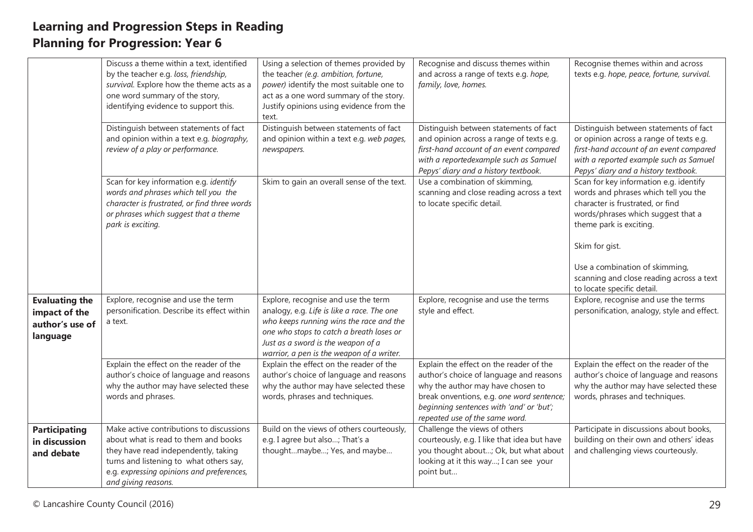## Learning and Progression Steps in Reading
## Planning for Progression: Year 6

| | | | | |
|---|---|---|---|---|
| | Discuss a theme within a text, identified by the teacher e.g. *loss, friendship, survival.* Explore how the theme acts as a one word summary of the story, identifying evidence to support this. | Using a selection of themes provided by the teacher *(e.g. ambition, fortune, power)* identify the most suitable one to act as a one word summary of the story. Justify opinions using evidence from the text. | Recognise and discuss themes within and across a range of texts e.g. *hope, family, love, homes.* | Recognise themes within and across texts e.g. *hope, peace, fortune, survival.* |
| | Distinguish between statements of fact and opinion within a text e.g. *biography, review of a play or performance.* | Distinguish between statements of fact and opinion within a text e.g. *web pages, newspapers.* | Distinguish between statements of fact and opinion across a range of texts e.g. *first-hand account of an event compared with a reportedexample such as Samuel Pepys' diary and a history textbook.* | Distinguish between statements of fact or opinion across a range of texts e.g. *first-hand account of an event compared with a reported example such as Samuel Pepys' diary and a history textbook.* |
| | Scan for key information e.g. *identify words and phrases which tell you the character is frustrated, or find three words or phrases which suggest that a theme park is exciting.* | Skim to gain an overall sense of the text. | Use a combination of skimming, scanning and close reading across a text to locate specific detail. | Scan for key information e.g. identify words and phrases which tell you the character is frustrated, or find words/phrases which suggest that a theme park is exciting.<br><br>Skim for gist.<br><br>Use a combination of skimming, scanning and close reading across a text to locate specific detail. |
| **Evaluating the impact of the author's use of language** | Explore, recognise and use the term personification. Describe its effect within a text. | Explore, recognise and use the term analogy, e.g. *Life is like a race. The one who keeps running wins the race and the one who stops to catch a breath loses or Just as a sword is the weapon of a warrior, a pen is the weapon of a writer.* | Explore, recognise and use the terms style and effect. | Explore, recognise and use the terms personification, analogy, style and effect. |
| | Explain the effect on the reader of the author's choice of language and reasons why the author may have selected these words and phrases. | Explain the effect on the reader of the author's choice of language and reasons why the author may have selected these words, phrases and techniques. | Explain the effect on the reader of the author's choice of language and reasons why the author may have chosen to break onventions, e.g. *one word sentence; beginning sentences with 'and' or 'but'; repeated use of the same word.* | Explain the effect on the reader of the author's choice of language and reasons why the author may have selected these words, phrases and techniques. |
| **Participating in discussion and debate** | Make active contributions to discussions about what is read to them and books they have read independently, taking turns and listening to what others say, e.g. *expressing opinions and preferences, and giving reasons.* | Build on the views of others courteously, e.g. I agree but also…; That's a thought…maybe…; Yes, and maybe… | Challenge the views of others courteously, e.g. I like that idea but have you thought about…; Ok, but what about looking at it this way…; I can see your point but… | Participate in discussions about books, building on their own and others' ideas and challenging views courteously. |

© Lancashire County Council (2016)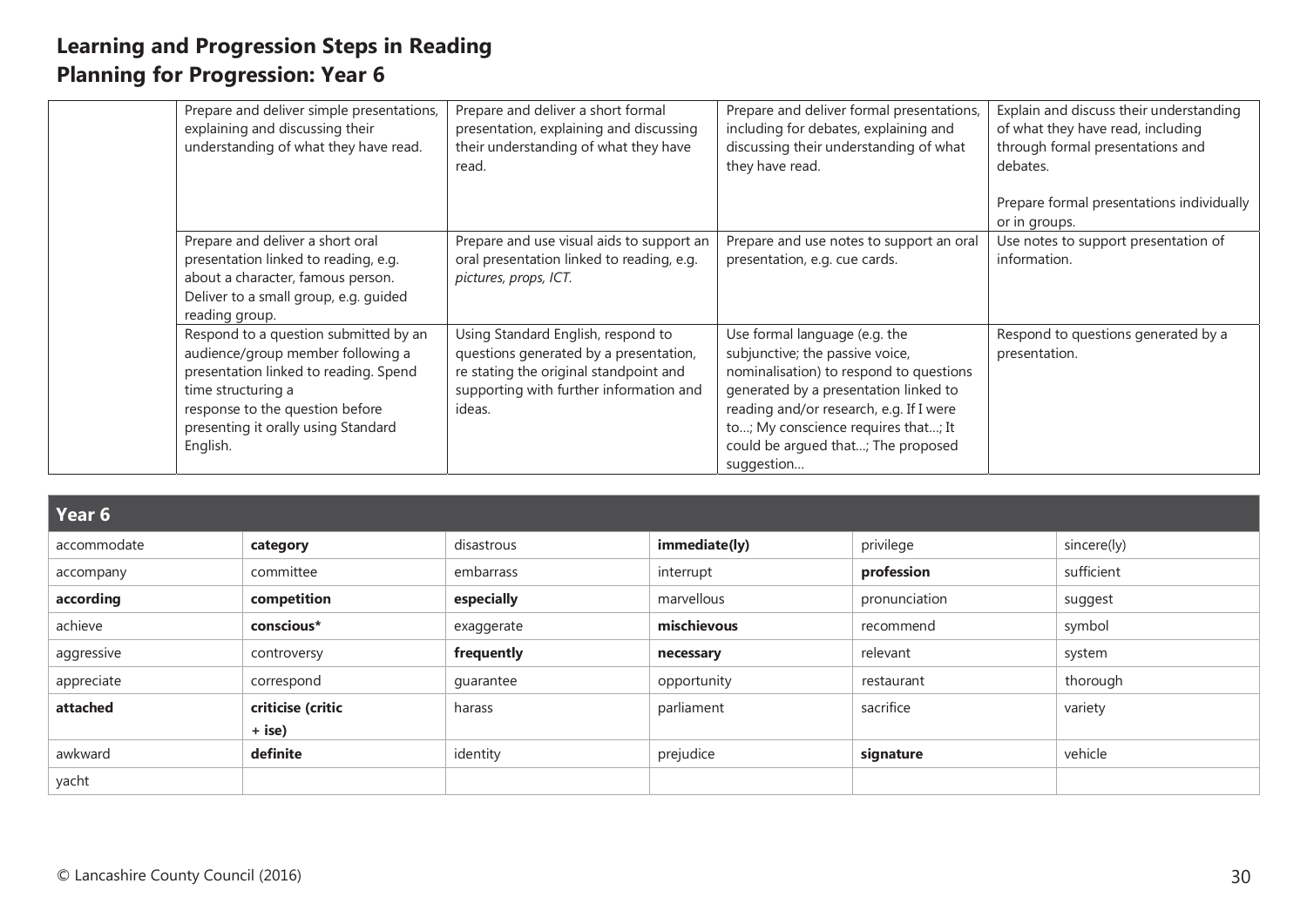# Learning and Progression Steps in Reading
## Planning for Progression: Year 6

| | | | | |
|---|---|---|---|---|
| | Prepare and deliver simple presentations, explaining and discussing their understanding of what they have read. | Prepare and deliver a short formal presentation, explaining and discussing their understanding of what they have read. | Prepare and deliver formal presentations, including for debates, explaining and discussing their understanding of what they have read. | Explain and discuss their understanding of what they have read, including through formal presentations and debates.<br><br>Prepare formal presentations individually or in groups. |
| | Prepare and deliver a short oral presentation linked to reading, e.g. about a character, famous person. Deliver to a small group, e.g. guided reading group. | Prepare and use visual aids to support an oral presentation linked to reading, e.g. *pictures, props, ICT.* | Prepare and use notes to support an oral presentation, e.g. cue cards. | Use notes to support presentation of information. |
| | Respond to a question submitted by an audience/group member following a presentation linked to reading. Spend time structuring a response to the question before presenting it orally using Standard English. | Using Standard English, respond to questions generated by a presentation, re stating the original standpoint and supporting with further information and ideas. | Use formal language (e.g. the subjunctive; the passive voice, nominalisation) to respond to questions generated by a presentation linked to reading and/or research, e.g. If I were to…; My conscience requires that…; It could be argued that…; The proposed suggestion… | Respond to questions generated by a presentation. |

| Year 6 | | | | | |
|---|---|---|---|---|---|
| accommodate | **category** | disastrous | **immediate(ly)** | privilege | sincere(ly) |
| accompany | committee | embarrass | interrupt | **profession** | sufficient |
| **according** | **competition** | **especially** | marvellous | pronunciation | suggest |
| achieve | **conscious*** | exaggerate | **mischievous** | recommend | symbol |
| aggressive | controversy | **frequently** | **necessary** | relevant | system |
| appreciate | correspond | guarantee | opportunity | restaurant | thorough |
| **attached** | **criticise (critic + ise)** | harass | parliament | sacrifice | variety |
| awkward | **definite** | identity | prejudice | **signature** | vehicle |
| yacht | | | | | |

© Lancashire County Council (2016)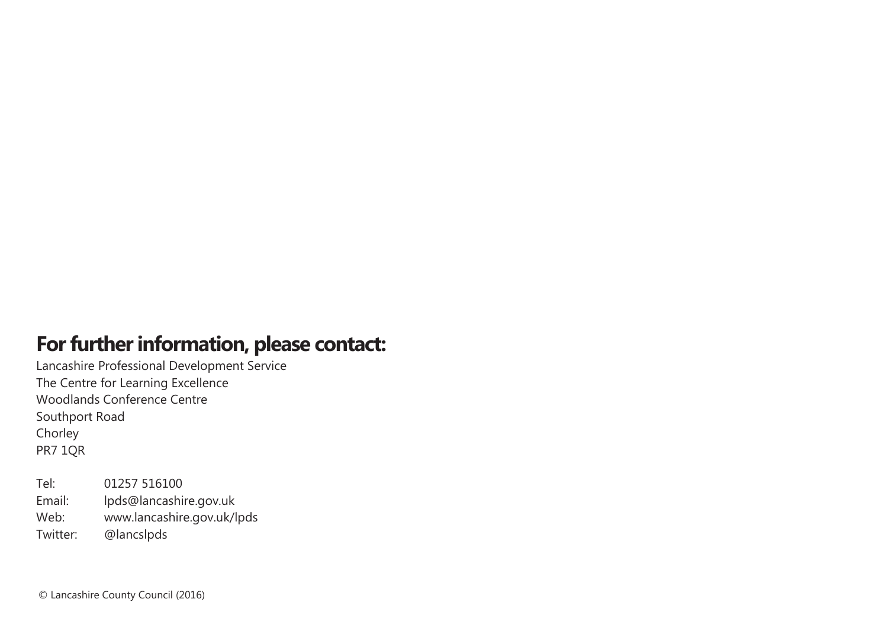## For further information, please contact:

Lancashire Professional Development Service  
The Centre for Learning Excellence  
Woodlands Conference Centre  
Southport Road  
Chorley  
PR7 1QR

| | |
|---|---|
| Tel: | 01257 516100 |
| Email: | lpds@lancashire.gov.uk |
| Web: | www.lancashire.gov.uk/lpds |
| Twitter: | @lancslpds |

© Lancashire County Council (2016)